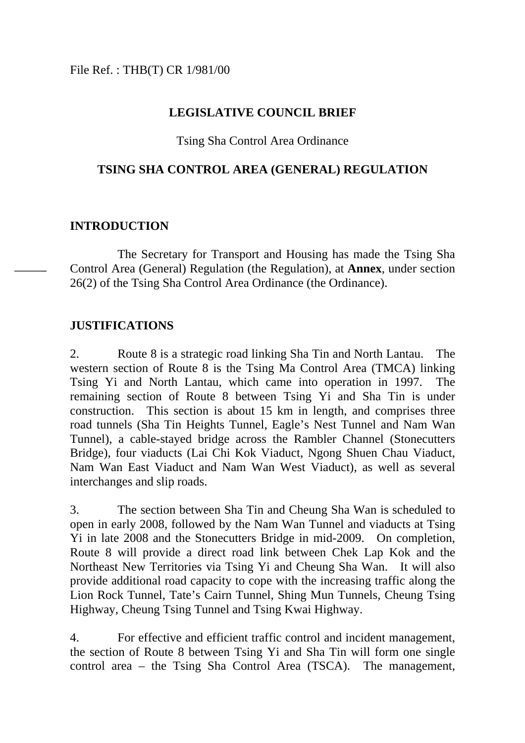File Ref. : THB(T) CR 1/981/00

# LEGISLATIVE COUNCIL BRIEF

Tsing Sha Control Area Ordinance

## TSING SHA CONTROL AREA (GENERAL) REGULATION

### INTRODUCTION

The Secretary for Transport and Housing has made the Tsing Sha Control Area (General) Regulation (the Regulation), at **Annex**, under section 26(2) of the Tsing Sha Control Area Ordinance (the Ordinance).

### JUSTIFICATIONS

2. Route 8 is a strategic road linking Sha Tin and North Lantau. The western section of Route 8 is the Tsing Ma Control Area (TMCA) linking Tsing Yi and North Lantau, which came into operation in 1997. The remaining section of Route 8 between Tsing Yi and Sha Tin is under construction. This section is about 15 km in length, and comprises three road tunnels (Sha Tin Heights Tunnel, Eagle's Nest Tunnel and Nam Wan Tunnel), a cable-stayed bridge across the Rambler Channel (Stonecutters Bridge), four viaducts (Lai Chi Kok Viaduct, Ngong Shuen Chau Viaduct, Nam Wan East Viaduct and Nam Wan West Viaduct), as well as several interchanges and slip roads.

3. The section between Sha Tin and Cheung Sha Wan is scheduled to open in early 2008, followed by the Nam Wan Tunnel and viaducts at Tsing Yi in late 2008 and the Stonecutters Bridge in mid-2009. On completion, Route 8 will provide a direct road link between Chek Lap Kok and the Northeast New Territories via Tsing Yi and Cheung Sha Wan. It will also provide additional road capacity to cope with the increasing traffic along the Lion Rock Tunnel, Tate's Cairn Tunnel, Shing Mun Tunnels, Cheung Tsing Highway, Cheung Tsing Tunnel and Tsing Kwai Highway.

4. For effective and efficient traffic control and incident management, the section of Route 8 between Tsing Yi and Sha Tin will form one single control area – the Tsing Sha Control Area (TSCA). The management,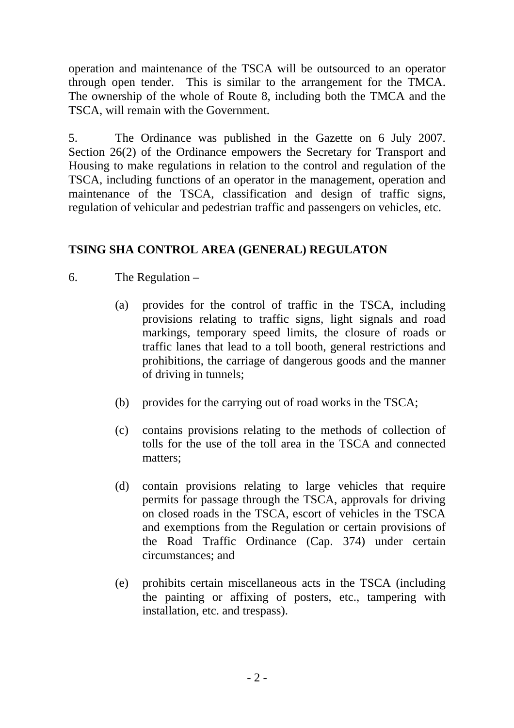operation and maintenance of the TSCA will be outsourced to an operator through open tender. This is similar to the arrangement for the TMCA. The ownership of the whole of Route 8, including both the TMCA and the TSCA, will remain with the Government.

5. The Ordinance was published in the Gazette on 6 July 2007. Section 26(2) of the Ordinance empowers the Secretary for Transport and Housing to make regulations in relation to the control and regulation of the TSCA, including functions of an operator in the management, operation and maintenance of the TSCA, classification and design of traffic signs, regulation of vehicular and pedestrian traffic and passengers on vehicles, etc.

**TSING SHA CONTROL AREA (GENERAL) REGULATON**

6. The Regulation –

(a) provides for the control of traffic in the TSCA, including provisions relating to traffic signs, light signals and road markings, temporary speed limits, the closure of roads or traffic lanes that lead to a toll booth, general restrictions and prohibitions, the carriage of dangerous goods and the manner of driving in tunnels;

(b) provides for the carrying out of road works in the TSCA;

(c) contains provisions relating to the methods of collection of tolls for the use of the toll area in the TSCA and connected matters;

(d) contain provisions relating to large vehicles that require permits for passage through the TSCA, approvals for driving on closed roads in the TSCA, escort of vehicles in the TSCA and exemptions from the Regulation or certain provisions of the Road Traffic Ordinance (Cap. 374) under certain circumstances; and

(e) prohibits certain miscellaneous acts in the TSCA (including the painting or affixing of posters, etc., tampering with installation, etc. and trespass).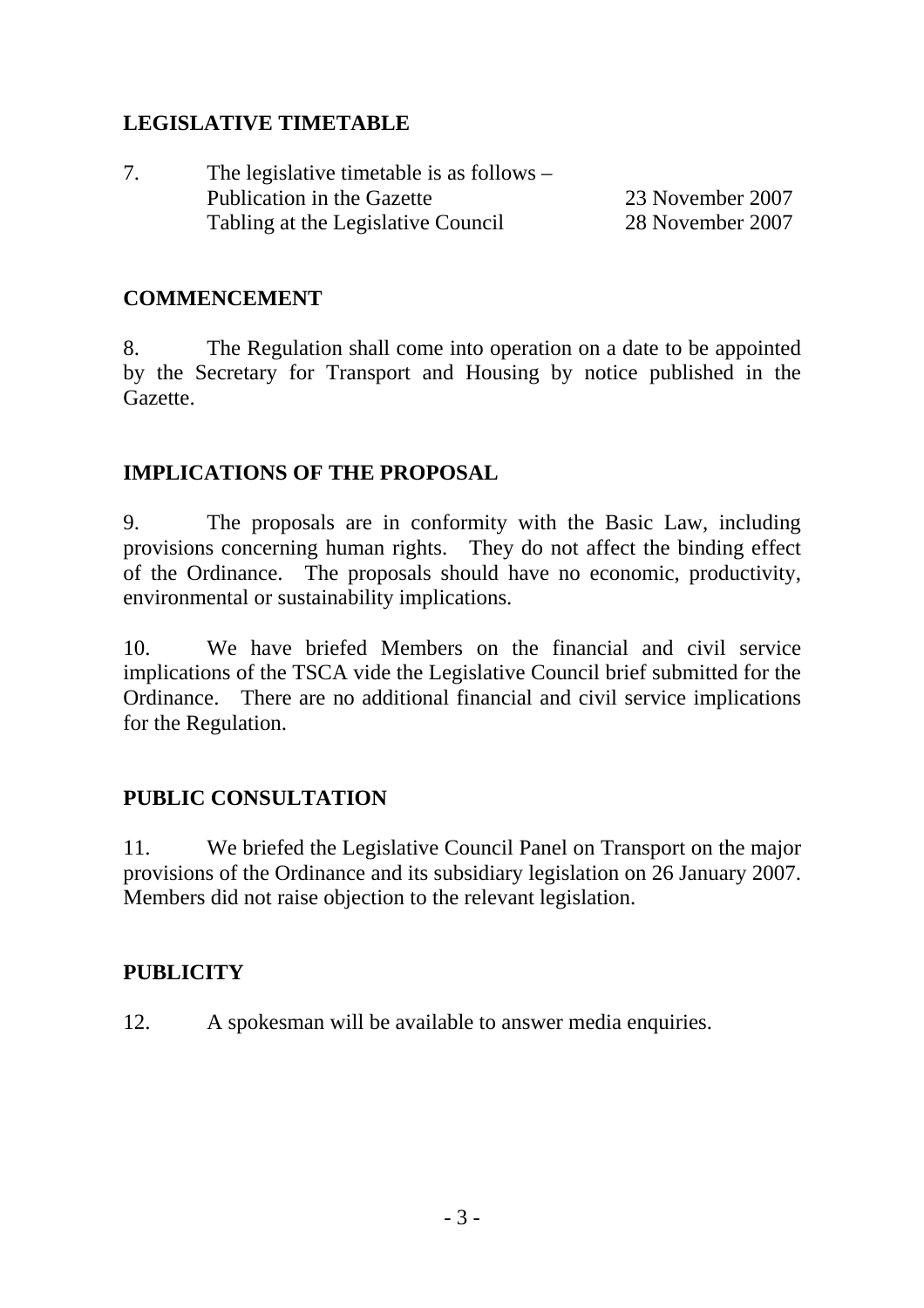## LEGISLATIVE TIMETABLE

7. The legislative timetable is as follows –

| | |
|---|---|
| Publication in the Gazette | 23 November 2007 |
| Tabling at the Legislative Council | 28 November 2007 |

## COMMENCEMENT

8. The Regulation shall come into operation on a date to be appointed by the Secretary for Transport and Housing by notice published in the Gazette.

## IMPLICATIONS OF THE PROPOSAL

9. The proposals are in conformity with the Basic Law, including provisions concerning human rights. They do not affect the binding effect of the Ordinance. The proposals should have no economic, productivity, environmental or sustainability implications.

10. We have briefed Members on the financial and civil service implications of the TSCA vide the Legislative Council brief submitted for the Ordinance. There are no additional financial and civil service implications for the Regulation.

## PUBLIC CONSULTATION

11. We briefed the Legislative Council Panel on Transport on the major provisions of the Ordinance and its subsidiary legislation on 26 January 2007. Members did not raise objection to the relevant legislation.

## PUBLICITY

12. A spokesman will be available to answer media enquiries.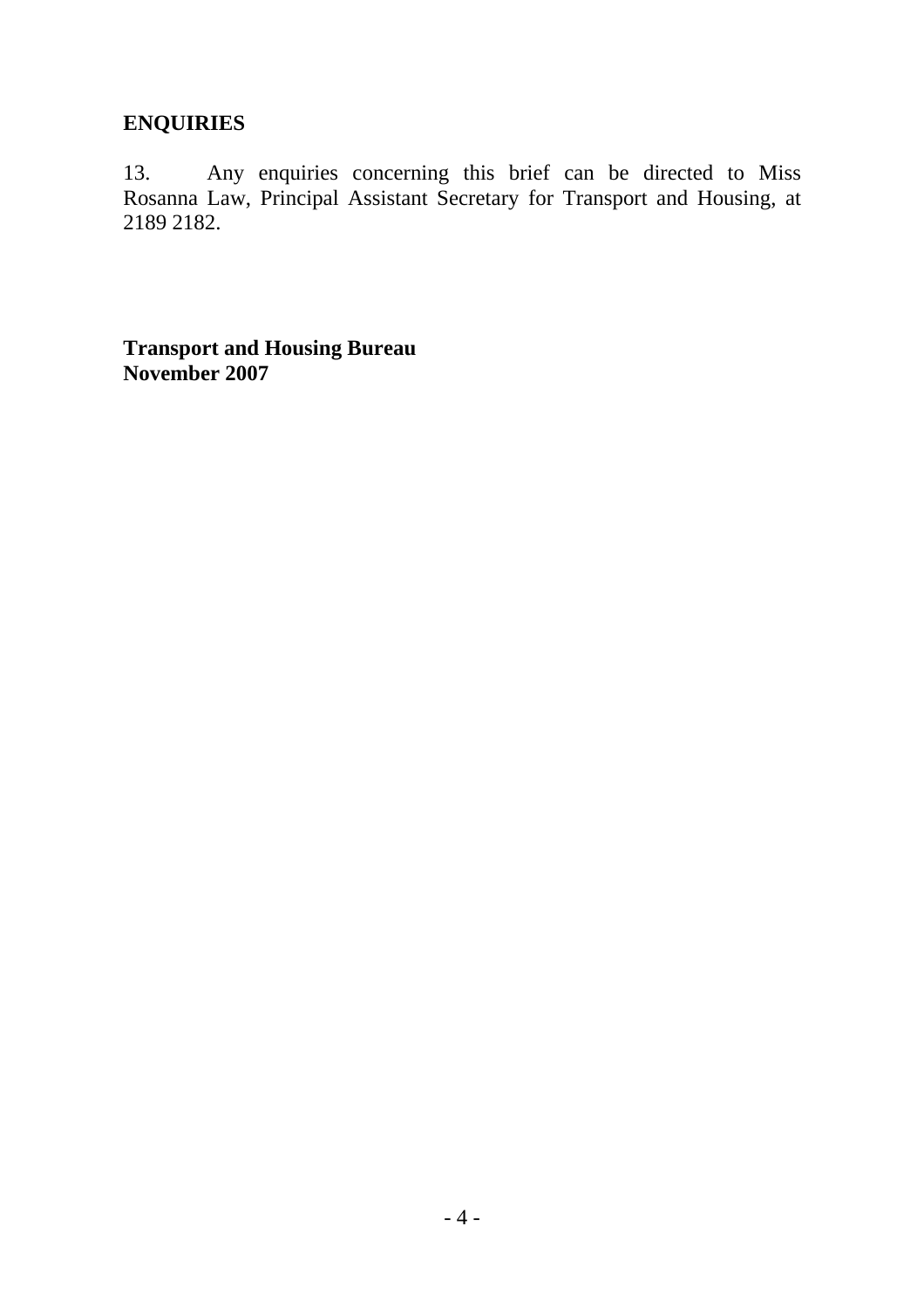**ENQUIRIES**

13. Any enquiries concerning this brief can be directed to Miss Rosanna Law, Principal Assistant Secretary for Transport and Housing, at 2189 2182.

**Transport and Housing Bureau**
**November 2007**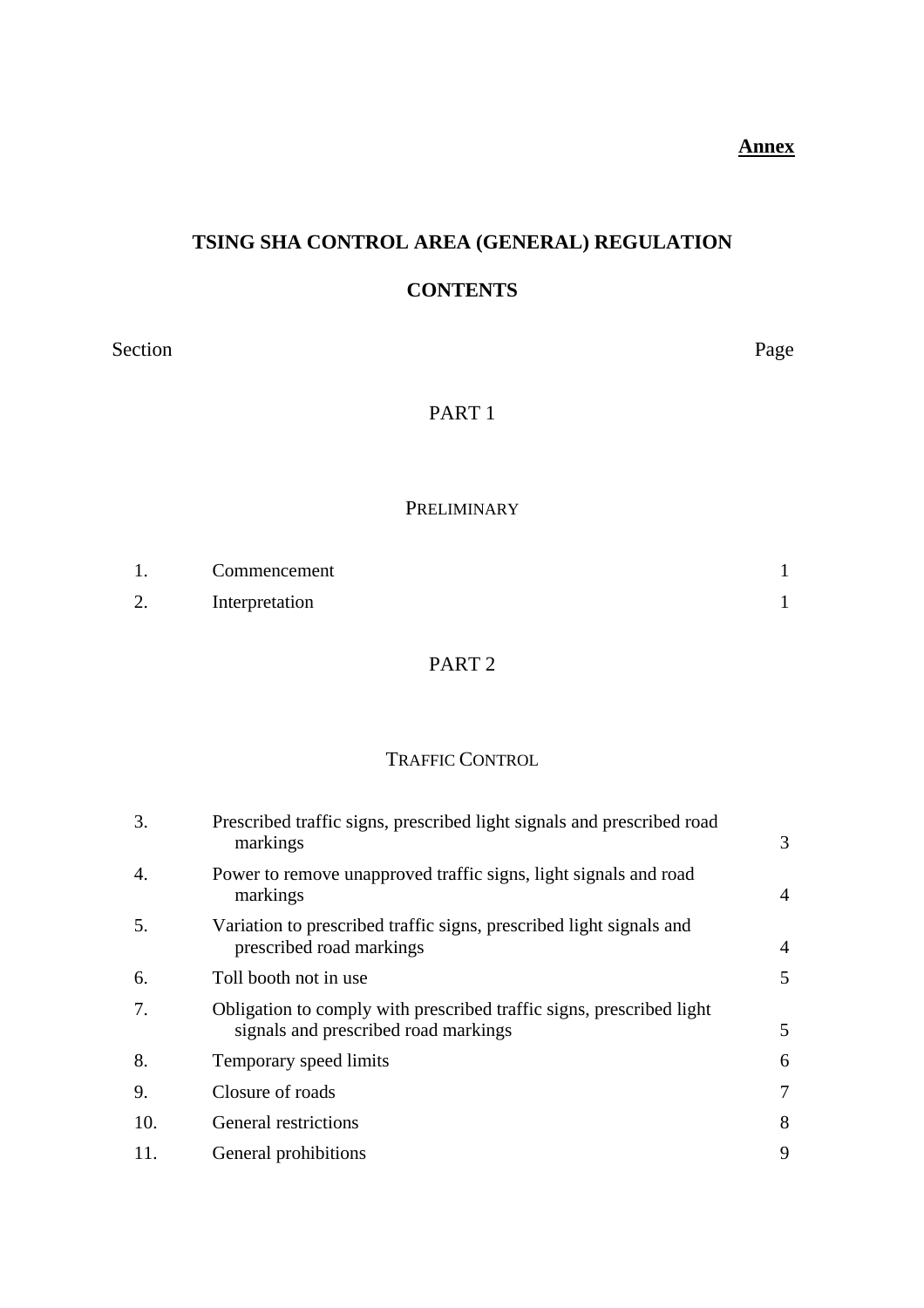**Annex**

# TSING SHA CONTROL AREA (GENERAL) REGULATION

## CONTENTS

| Section | | Page |
|---|---|---|
| | **PART 1** | |
| | **PRELIMINARY** | |
| 1. | Commencement | 1 |
| 2. | Interpretation | 1 |
| | **PART 2** | |
| | **TRAFFIC CONTROL** | |
| 3. | Prescribed traffic signs, prescribed light signals and prescribed road markings | 3 |
| 4. | Power to remove unapproved traffic signs, light signals and road markings | 4 |
| 5. | Variation to prescribed traffic signs, prescribed light signals and prescribed road markings | 4 |
| 6. | Toll booth not in use | 5 |
| 7. | Obligation to comply with prescribed traffic signs, prescribed light signals and prescribed road markings | 5 |
| 8. | Temporary speed limits | 6 |
| 9. | Closure of roads | 7 |
| 10. | General restrictions | 8 |
| 11. | General prohibitions | 9 |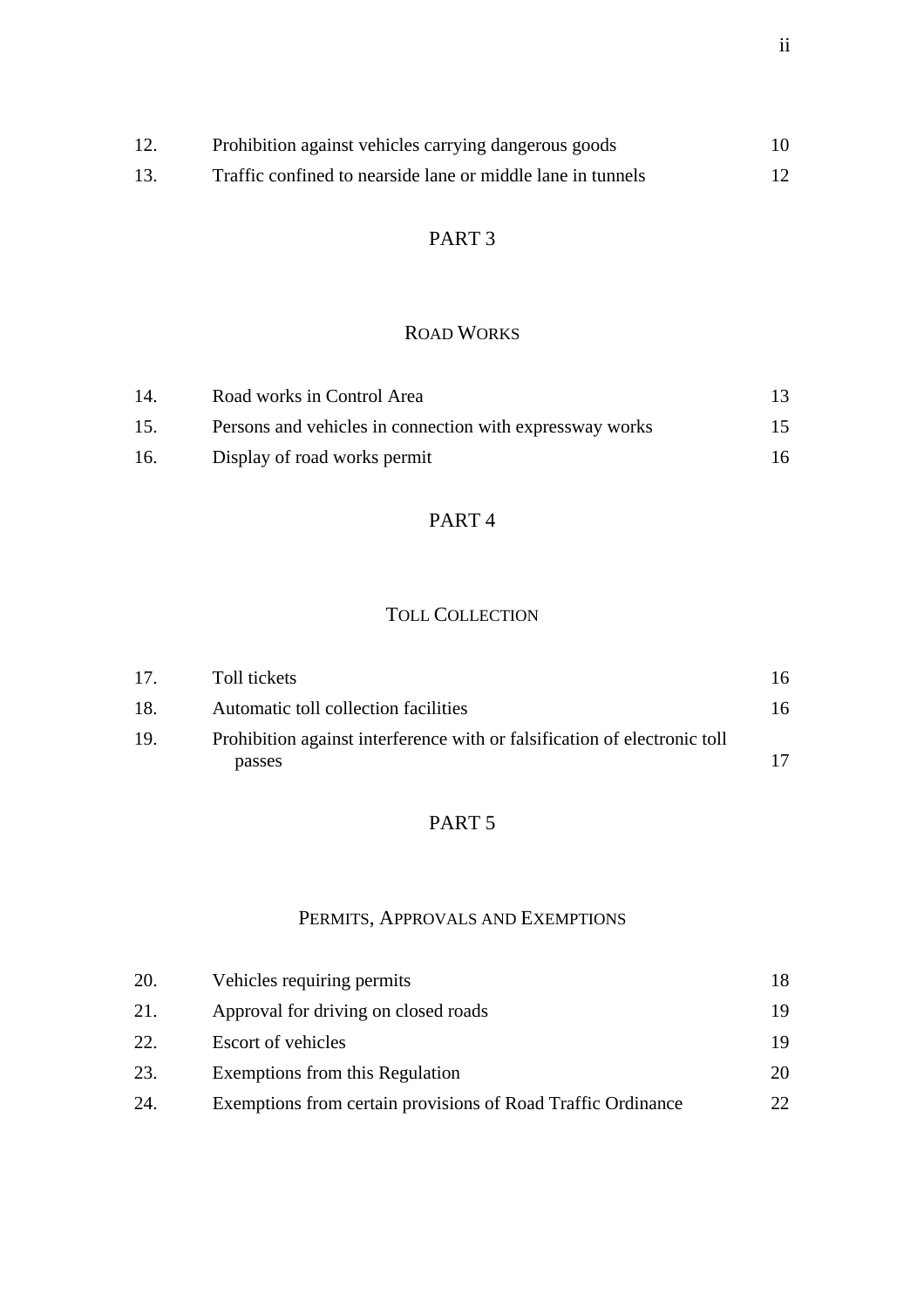| | | |
|---|---|---|
| 12. | Prohibition against vehicles carrying dangerous goods | 10 |
| 13. | Traffic confined to nearside lane or middle lane in tunnels | 12 |

## PART 3

### ROAD WORKS

| | | |
|---|---|---|
| 14. | Road works in Control Area | 13 |
| 15. | Persons and vehicles in connection with expressway works | 15 |
| 16. | Display of road works permit | 16 |

## PART 4

### TOLL COLLECTION

| | | |
|---|---|---|
| 17. | Toll tickets | 16 |
| 18. | Automatic toll collection facilities | 16 |
| 19. | Prohibition against interference with or falsification of electronic toll passes | 17 |

## PART 5

### PERMITS, APPROVALS AND EXEMPTIONS

| | | |
|---|---|---|
| 20. | Vehicles requiring permits | 18 |
| 21. | Approval for driving on closed roads | 19 |
| 22. | Escort of vehicles | 19 |
| 23. | Exemptions from this Regulation | 20 |
| 24. | Exemptions from certain provisions of Road Traffic Ordinance | 22 |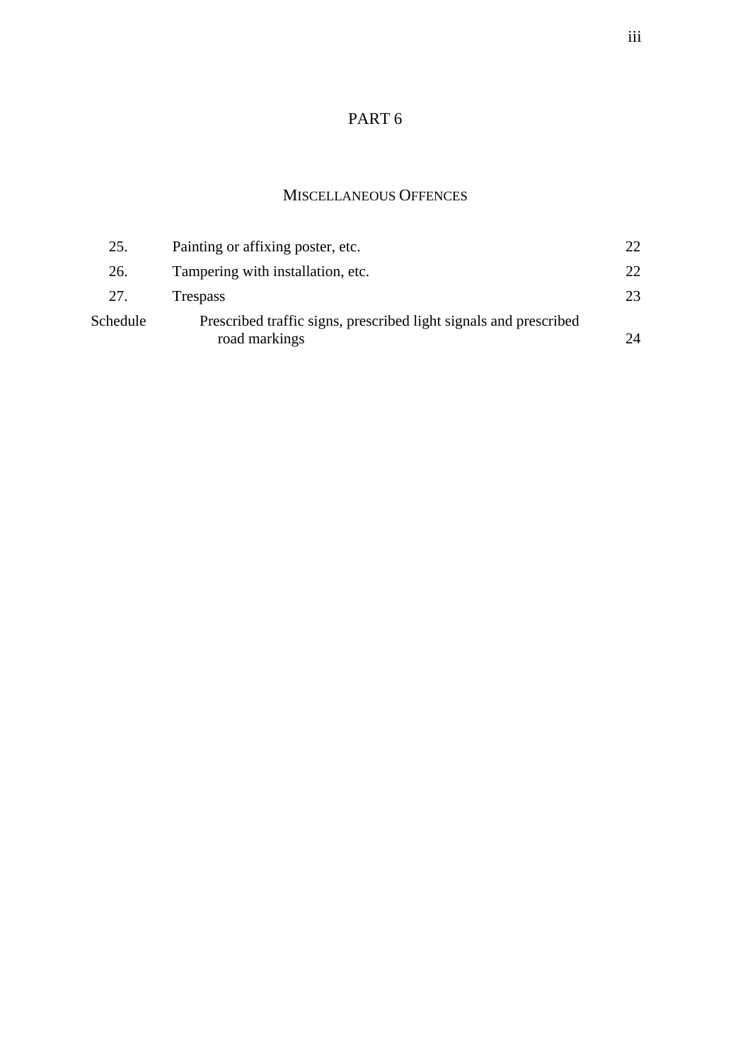## PART 6

### MISCELLANEOUS OFFENCES

| | | |
|---|---|---|
| 25. | Painting or affixing poster, etc. | 22 |
| 26. | Tampering with installation, etc. | 22 |
| 27. | Trespass | 23 |
| Schedule | Prescribed traffic signs, prescribed light signals and prescribed road markings | 24 |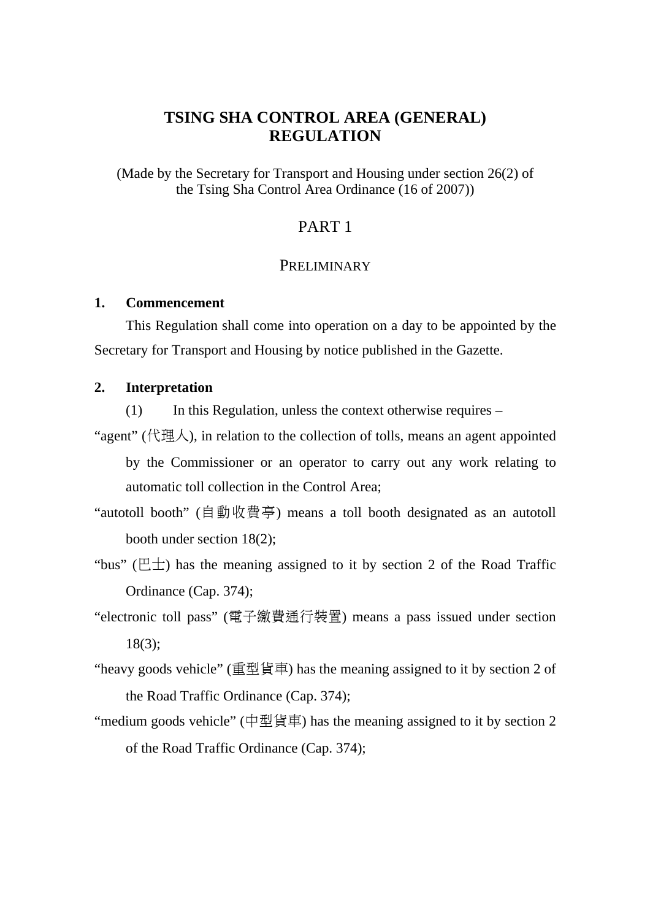# TSING SHA CONTROL AREA (GENERAL) REGULATION

(Made by the Secretary for Transport and Housing under section 26(2) of the Tsing Sha Control Area Ordinance (16 of 2007))

## PART 1

## PRELIMINARY

### 1. Commencement

This Regulation shall come into operation on a day to be appointed by the Secretary for Transport and Housing by notice published in the Gazette.

### 2. Interpretation

(1) In this Regulation, unless the context otherwise requires –

"agent" (代理人), in relation to the collection of tolls, means an agent appointed by the Commissioner or an operator to carry out any work relating to automatic toll collection in the Control Area;

"autotoll booth" (自動收費亭) means a toll booth designated as an autotoll booth under section 18(2);

"bus" (巴士) has the meaning assigned to it by section 2 of the Road Traffic Ordinance (Cap. 374);

"electronic toll pass" (電子繳費通行裝置) means a pass issued under section 18(3);

"heavy goods vehicle" (重型貨車) has the meaning assigned to it by section 2 of the Road Traffic Ordinance (Cap. 374);

"medium goods vehicle" (中型貨車) has the meaning assigned to it by section 2 of the Road Traffic Ordinance (Cap. 374);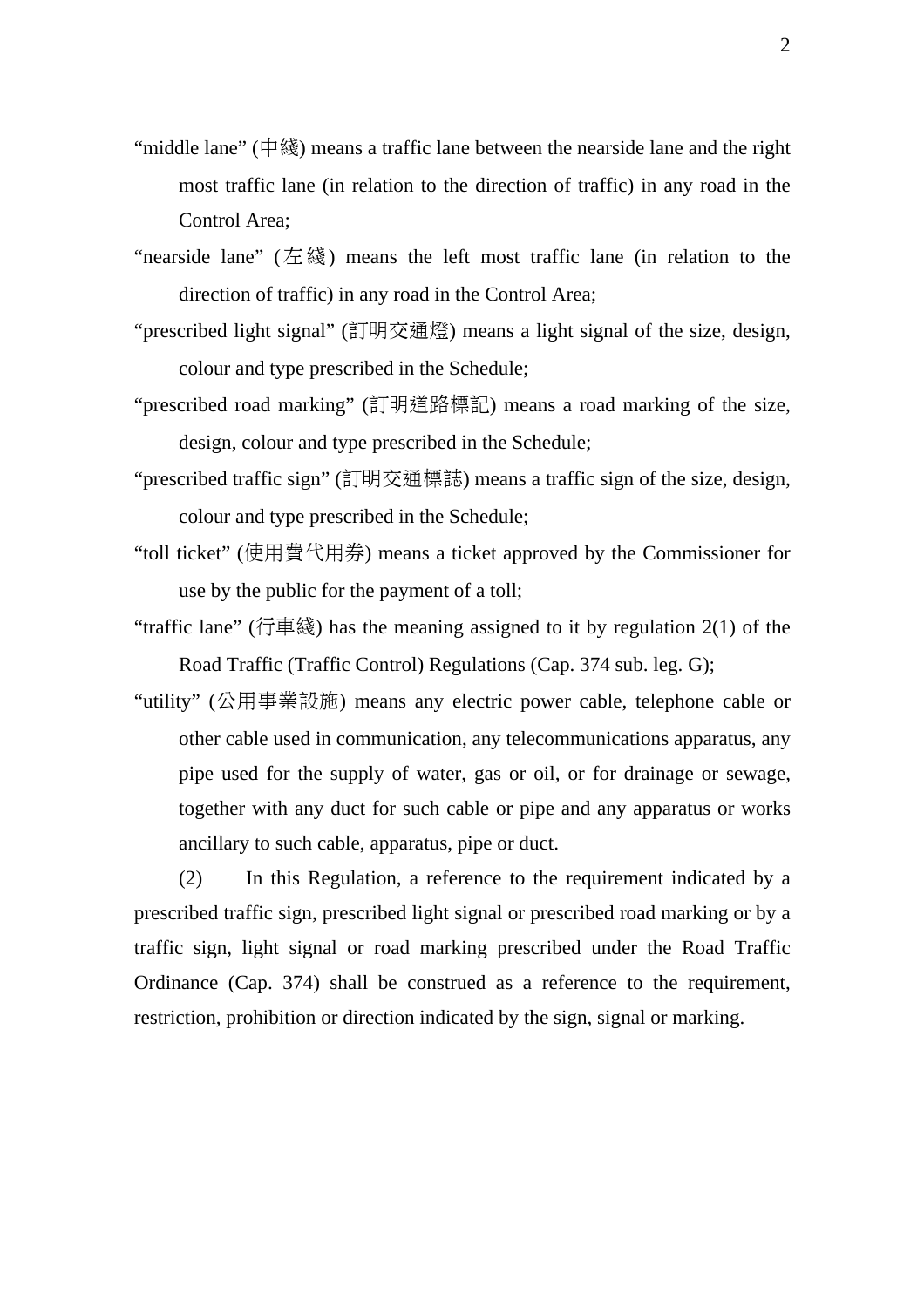"middle lane" (中綫) means a traffic lane between the nearside lane and the right most traffic lane (in relation to the direction of traffic) in any road in the Control Area;

"nearside lane" (左綫) means the left most traffic lane (in relation to the direction of traffic) in any road in the Control Area;

"prescribed light signal" (訂明交通燈) means a light signal of the size, design, colour and type prescribed in the Schedule;

"prescribed road marking" (訂明道路標記) means a road marking of the size, design, colour and type prescribed in the Schedule;

"prescribed traffic sign" (訂明交通標誌) means a traffic sign of the size, design, colour and type prescribed in the Schedule;

"toll ticket" (使用費代用券) means a ticket approved by the Commissioner for use by the public for the payment of a toll;

"traffic lane" (行車綫) has the meaning assigned to it by regulation 2(1) of the Road Traffic (Traffic Control) Regulations (Cap. 374 sub. leg. G);

"utility" (公用事業設施) means any electric power cable, telephone cable or other cable used in communication, any telecommunications apparatus, any pipe used for the supply of water, gas or oil, or for drainage or sewage, together with any duct for such cable or pipe and any apparatus or works ancillary to such cable, apparatus, pipe or duct.

(2) In this Regulation, a reference to the requirement indicated by a prescribed traffic sign, prescribed light signal or prescribed road marking or by a traffic sign, light signal or road marking prescribed under the Road Traffic Ordinance (Cap. 374) shall be construed as a reference to the requirement, restriction, prohibition or direction indicated by the sign, signal or marking.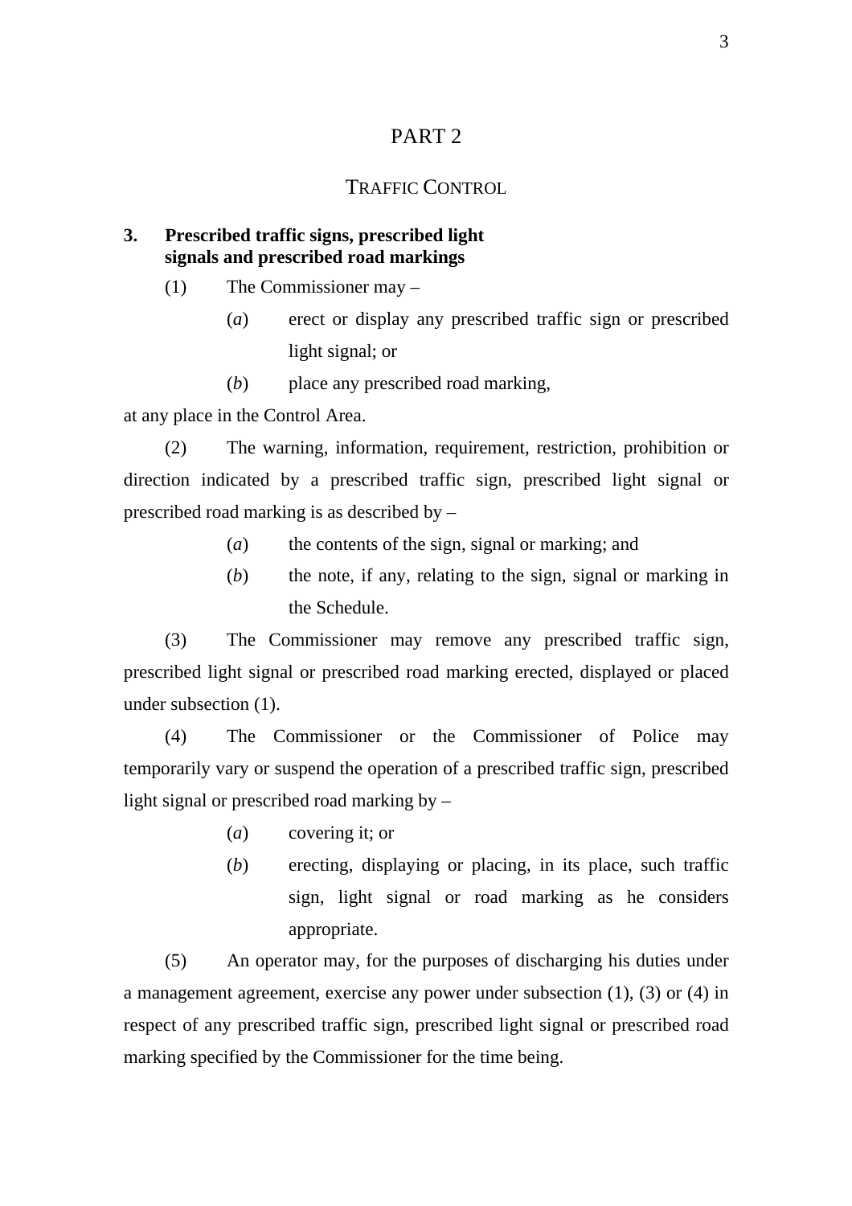# PART 2

## TRAFFIC CONTROL

### 3. Prescribed traffic signs, prescribed light signals and prescribed road markings

(1) The Commissioner may –

(*a*) erect or display any prescribed traffic sign or prescribed light signal; or

(*b*) place any prescribed road marking,

at any place in the Control Area.

(2) The warning, information, requirement, restriction, prohibition or direction indicated by a prescribed traffic sign, prescribed light signal or prescribed road marking is as described by –

(*a*) the contents of the sign, signal or marking; and

(*b*) the note, if any, relating to the sign, signal or marking in the Schedule.

(3) The Commissioner may remove any prescribed traffic sign, prescribed light signal or prescribed road marking erected, displayed or placed under subsection (1).

(4) The Commissioner or the Commissioner of Police may temporarily vary or suspend the operation of a prescribed traffic sign, prescribed light signal or prescribed road marking by –

(*a*) covering it; or

(*b*) erecting, displaying or placing, in its place, such traffic sign, light signal or road marking as he considers appropriate.

(5) An operator may, for the purposes of discharging his duties under a management agreement, exercise any power under subsection (1), (3) or (4) in respect of any prescribed traffic sign, prescribed light signal or prescribed road marking specified by the Commissioner for the time being.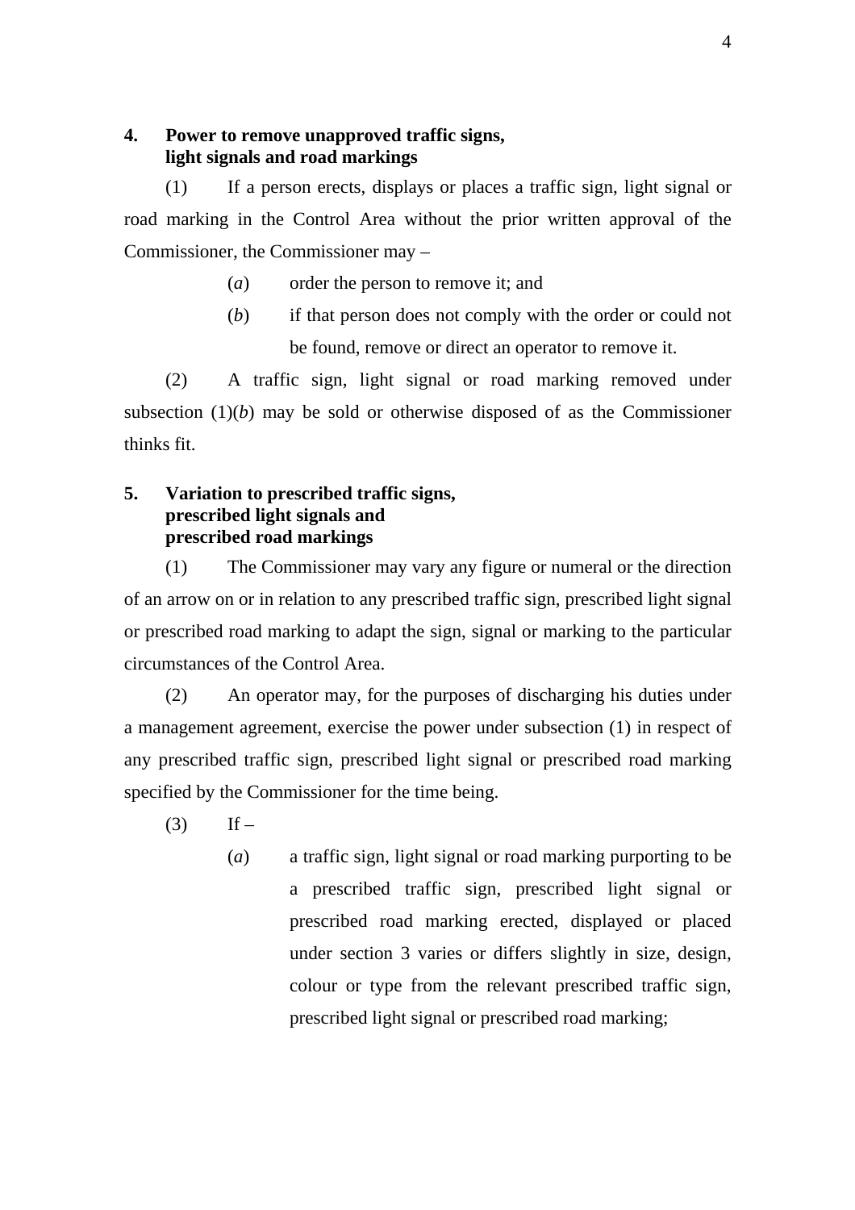**4. Power to remove unapproved traffic signs, light signals and road markings**

(1) If a person erects, displays or places a traffic sign, light signal or road marking in the Control Area without the prior written approval of the Commissioner, the Commissioner may –

(*a*) order the person to remove it; and

(*b*) if that person does not comply with the order or could not be found, remove or direct an operator to remove it.

(2) A traffic sign, light signal or road marking removed under subsection (1)(*b*) may be sold or otherwise disposed of as the Commissioner thinks fit.

**5. Variation to prescribed traffic signs, prescribed light signals and prescribed road markings**

(1) The Commissioner may vary any figure or numeral or the direction of an arrow on or in relation to any prescribed traffic sign, prescribed light signal or prescribed road marking to adapt the sign, signal or marking to the particular circumstances of the Control Area.

(2) An operator may, for the purposes of discharging his duties under a management agreement, exercise the power under subsection (1) in respect of any prescribed traffic sign, prescribed light signal or prescribed road marking specified by the Commissioner for the time being.

(3) If –

(*a*) a traffic sign, light signal or road marking purporting to be a prescribed traffic sign, prescribed light signal or prescribed road marking erected, displayed or placed under section 3 varies or differs slightly in size, design, colour or type from the relevant prescribed traffic sign, prescribed light signal or prescribed road marking;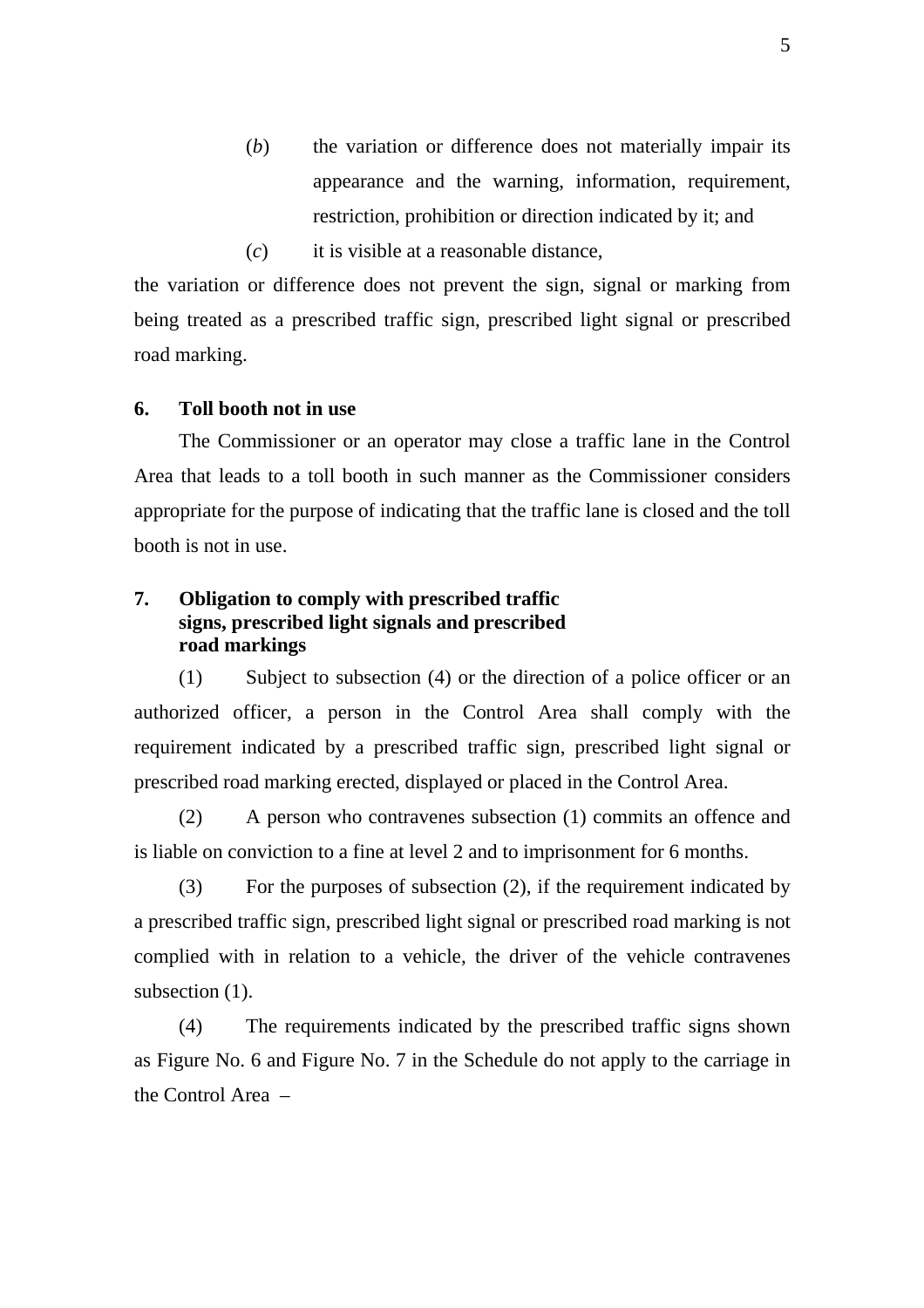(*b*) the variation or difference does not materially impair its appearance and the warning, information, requirement, restriction, prohibition or direction indicated by it; and

(*c*) it is visible at a reasonable distance,

the variation or difference does not prevent the sign, signal or marking from being treated as a prescribed traffic sign, prescribed light signal or prescribed road marking.

**6. Toll booth not in use**

The Commissioner or an operator may close a traffic lane in the Control Area that leads to a toll booth in such manner as the Commissioner considers appropriate for the purpose of indicating that the traffic lane is closed and the toll booth is not in use.

**7. Obligation to comply with prescribed traffic signs, prescribed light signals and prescribed road markings**

(1) Subject to subsection (4) or the direction of a police officer or an authorized officer, a person in the Control Area shall comply with the requirement indicated by a prescribed traffic sign, prescribed light signal or prescribed road marking erected, displayed or placed in the Control Area.

(2) A person who contravenes subsection (1) commits an offence and is liable on conviction to a fine at level 2 and to imprisonment for 6 months.

(3) For the purposes of subsection (2), if the requirement indicated by a prescribed traffic sign, prescribed light signal or prescribed road marking is not complied with in relation to a vehicle, the driver of the vehicle contravenes subsection (1).

(4) The requirements indicated by the prescribed traffic signs shown as Figure No. 6 and Figure No. 7 in the Schedule do not apply to the carriage in the Control Area –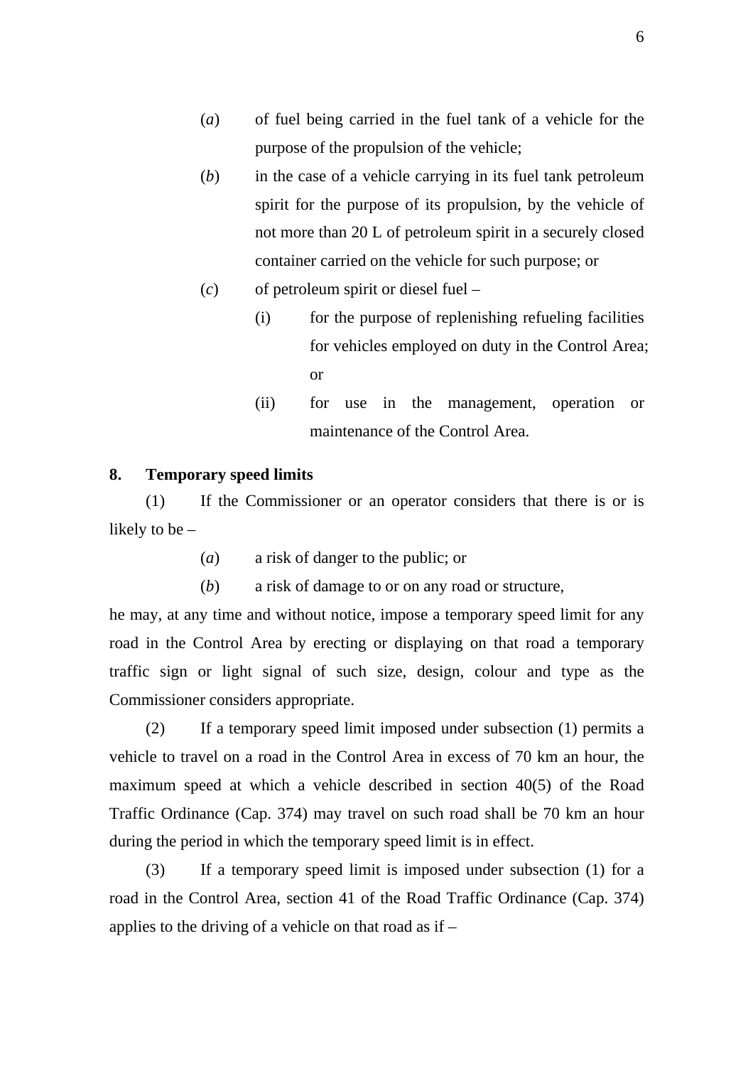(*a*) of fuel being carried in the fuel tank of a vehicle for the purpose of the propulsion of the vehicle;

(*b*) in the case of a vehicle carrying in its fuel tank petroleum spirit for the purpose of its propulsion, by the vehicle of not more than 20 L of petroleum spirit in a securely closed container carried on the vehicle for such purpose; or

(*c*) of petroleum spirit or diesel fuel –

(i) for the purpose of replenishing refueling facilities for vehicles employed on duty in the Control Area; or

(ii) for use in the management, operation or maintenance of the Control Area.

**8. Temporary speed limits**

(1) If the Commissioner or an operator considers that there is or is likely to be –

(*a*) a risk of danger to the public; or

(*b*) a risk of damage to or on any road or structure,

he may, at any time and without notice, impose a temporary speed limit for any road in the Control Area by erecting or displaying on that road a temporary traffic sign or light signal of such size, design, colour and type as the Commissioner considers appropriate.

(2) If a temporary speed limit imposed under subsection (1) permits a vehicle to travel on a road in the Control Area in excess of 70 km an hour, the maximum speed at which a vehicle described in section 40(5) of the Road Traffic Ordinance (Cap. 374) may travel on such road shall be 70 km an hour during the period in which the temporary speed limit is in effect.

(3) If a temporary speed limit is imposed under subsection (1) for a road in the Control Area, section 41 of the Road Traffic Ordinance (Cap. 374) applies to the driving of a vehicle on that road as if –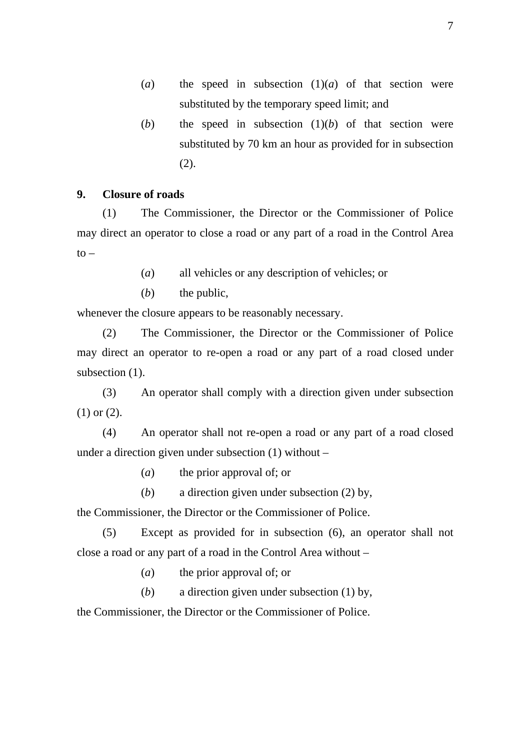(*a*) the speed in subsection (1)(*a*) of that section were substituted by the temporary speed limit; and

(*b*) the speed in subsection (1)(*b*) of that section were substituted by 70 km an hour as provided for in subsection (2).

**9. Closure of roads**

(1) The Commissioner, the Director or the Commissioner of Police may direct an operator to close a road or any part of a road in the Control Area to –

(*a*) all vehicles or any description of vehicles; or

(*b*) the public,

whenever the closure appears to be reasonably necessary.

(2) The Commissioner, the Director or the Commissioner of Police may direct an operator to re-open a road or any part of a road closed under subsection (1).

(3) An operator shall comply with a direction given under subsection (1) or (2).

(4) An operator shall not re-open a road or any part of a road closed under a direction given under subsection (1) without –

(*a*) the prior approval of; or

(*b*) a direction given under subsection (2) by,

the Commissioner, the Director or the Commissioner of Police.

(5) Except as provided for in subsection (6), an operator shall not close a road or any part of a road in the Control Area without –

(*a*) the prior approval of; or

(*b*) a direction given under subsection (1) by,

the Commissioner, the Director or the Commissioner of Police.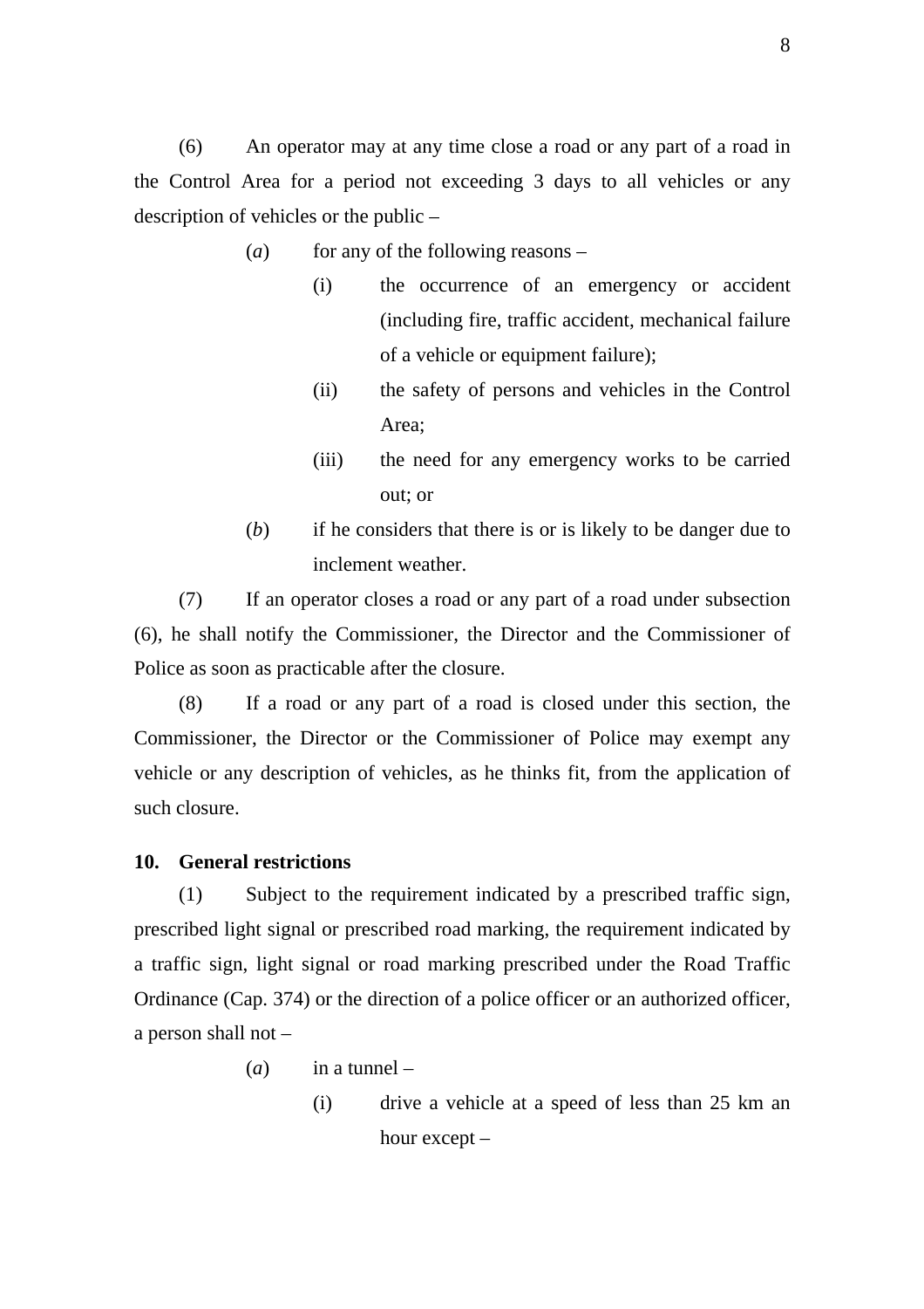(6) An operator may at any time close a road or any part of a road in the Control Area for a period not exceeding 3 days to all vehicles or any description of vehicles or the public –

- (*a*) for any of the following reasons –
  - (i) the occurrence of an emergency or accident (including fire, traffic accident, mechanical failure of a vehicle or equipment failure);
  - (ii) the safety of persons and vehicles in the Control Area;
  - (iii) the need for any emergency works to be carried out; or
- (*b*) if he considers that there is or is likely to be danger due to inclement weather.

(7) If an operator closes a road or any part of a road under subsection (6), he shall notify the Commissioner, the Director and the Commissioner of Police as soon as practicable after the closure.

(8) If a road or any part of a road is closed under this section, the Commissioner, the Director or the Commissioner of Police may exempt any vehicle or any description of vehicles, as he thinks fit, from the application of such closure.

**10. General restrictions**

(1) Subject to the requirement indicated by a prescribed traffic sign, prescribed light signal or prescribed road marking, the requirement indicated by a traffic sign, light signal or road marking prescribed under the Road Traffic Ordinance (Cap. 374) or the direction of a police officer or an authorized officer, a person shall not –

- (*a*) in a tunnel –
  - (i) drive a vehicle at a speed of less than 25 km an hour except –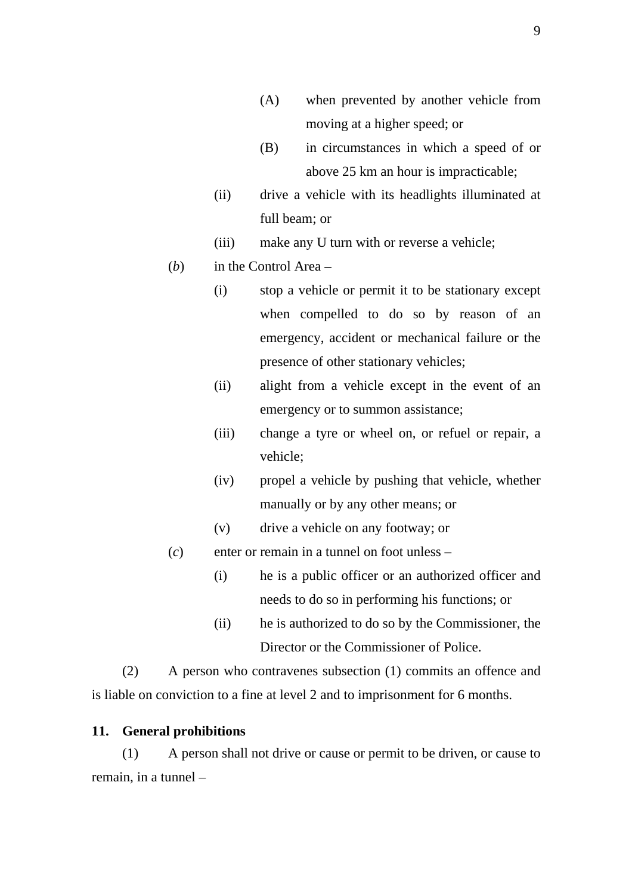(A) when prevented by another vehicle from moving at a higher speed; or

(B) in circumstances in which a speed of or above 25 km an hour is impracticable;

(ii) drive a vehicle with its headlights illuminated at full beam; or

(iii) make any U turn with or reverse a vehicle;

(*b*) in the Control Area –

(i) stop a vehicle or permit it to be stationary except when compelled to do so by reason of an emergency, accident or mechanical failure or the presence of other stationary vehicles;

(ii) alight from a vehicle except in the event of an emergency or to summon assistance;

(iii) change a tyre or wheel on, or refuel or repair, a vehicle;

(iv) propel a vehicle by pushing that vehicle, whether manually or by any other means; or

(v) drive a vehicle on any footway; or

(*c*) enter or remain in a tunnel on foot unless –

(i) he is a public officer or an authorized officer and needs to do so in performing his functions; or

(ii) he is authorized to do so by the Commissioner, the Director or the Commissioner of Police.

(2) A person who contravenes subsection (1) commits an offence and is liable on conviction to a fine at level 2 and to imprisonment for 6 months.

**11. General prohibitions**

(1) A person shall not drive or cause or permit to be driven, or cause to remain, in a tunnel –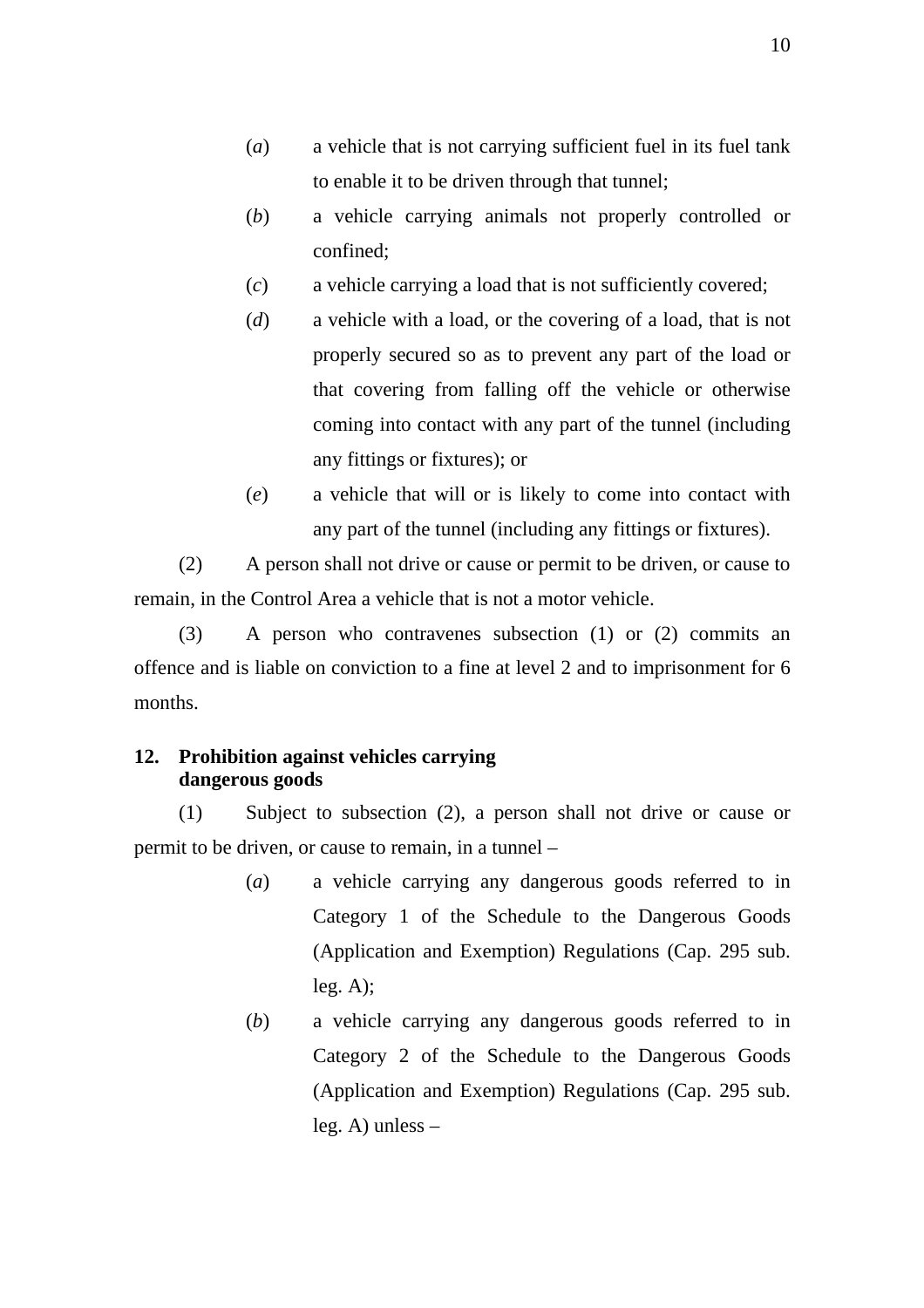(*a*) a vehicle that is not carrying sufficient fuel in its fuel tank to enable it to be driven through that tunnel;

(*b*) a vehicle carrying animals not properly controlled or confined;

(*c*) a vehicle carrying a load that is not sufficiently covered;

(*d*) a vehicle with a load, or the covering of a load, that is not properly secured so as to prevent any part of the load or that covering from falling off the vehicle or otherwise coming into contact with any part of the tunnel (including any fittings or fixtures); or

(*e*) a vehicle that will or is likely to come into contact with any part of the tunnel (including any fittings or fixtures).

(2) A person shall not drive or cause or permit to be driven, or cause to remain, in the Control Area a vehicle that is not a motor vehicle.

(3) A person who contravenes subsection (1) or (2) commits an offence and is liable on conviction to a fine at level 2 and to imprisonment for 6 months.

**12. Prohibition against vehicles carrying dangerous goods**

(1) Subject to subsection (2), a person shall not drive or cause or permit to be driven, or cause to remain, in a tunnel –

(*a*) a vehicle carrying any dangerous goods referred to in Category 1 of the Schedule to the Dangerous Goods (Application and Exemption) Regulations (Cap. 295 sub. leg. A);

(*b*) a vehicle carrying any dangerous goods referred to in Category 2 of the Schedule to the Dangerous Goods (Application and Exemption) Regulations (Cap. 295 sub. leg. A) unless –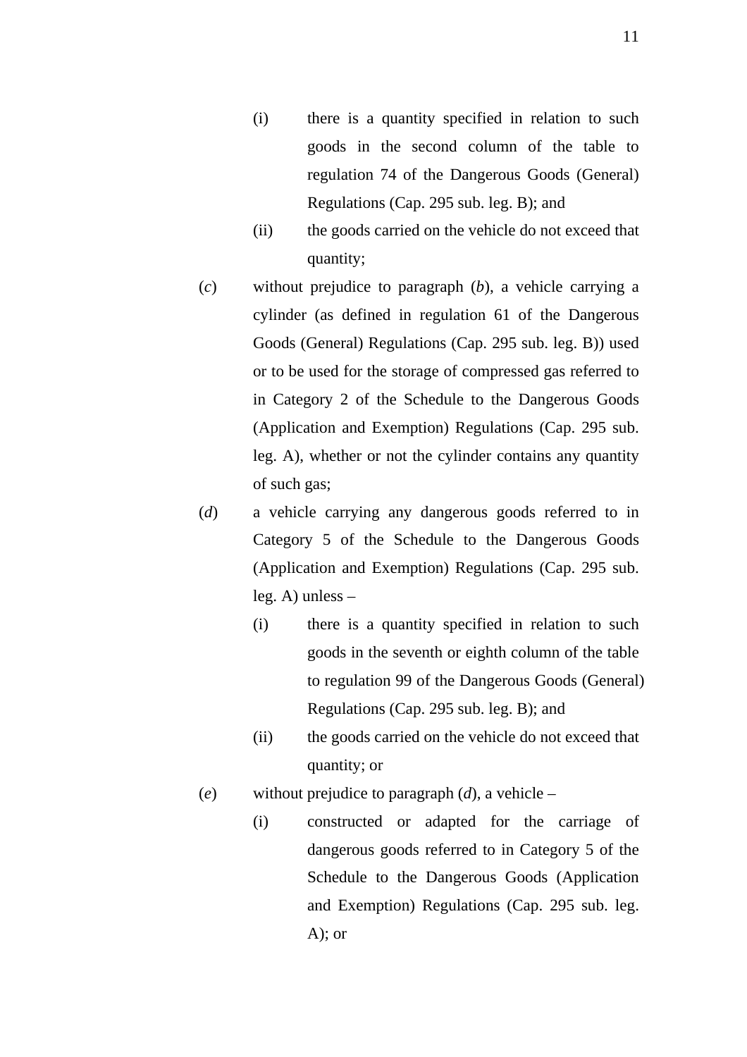(i) there is a quantity specified in relation to such goods in the second column of the table to regulation 74 of the Dangerous Goods (General) Regulations (Cap. 295 sub. leg. B); and

(ii) the goods carried on the vehicle do not exceed that quantity;

(*c*) without prejudice to paragraph (*b*), a vehicle carrying a cylinder (as defined in regulation 61 of the Dangerous Goods (General) Regulations (Cap. 295 sub. leg. B)) used or to be used for the storage of compressed gas referred to in Category 2 of the Schedule to the Dangerous Goods (Application and Exemption) Regulations (Cap. 295 sub. leg. A), whether or not the cylinder contains any quantity of such gas;

(*d*) a vehicle carrying any dangerous goods referred to in Category 5 of the Schedule to the Dangerous Goods (Application and Exemption) Regulations (Cap. 295 sub. leg. A) unless –

(i) there is a quantity specified in relation to such goods in the seventh or eighth column of the table to regulation 99 of the Dangerous Goods (General) Regulations (Cap. 295 sub. leg. B); and

(ii) the goods carried on the vehicle do not exceed that quantity; or

(*e*) without prejudice to paragraph (*d*), a vehicle –

(i) constructed or adapted for the carriage of dangerous goods referred to in Category 5 of the Schedule to the Dangerous Goods (Application and Exemption) Regulations (Cap. 295 sub. leg. A); or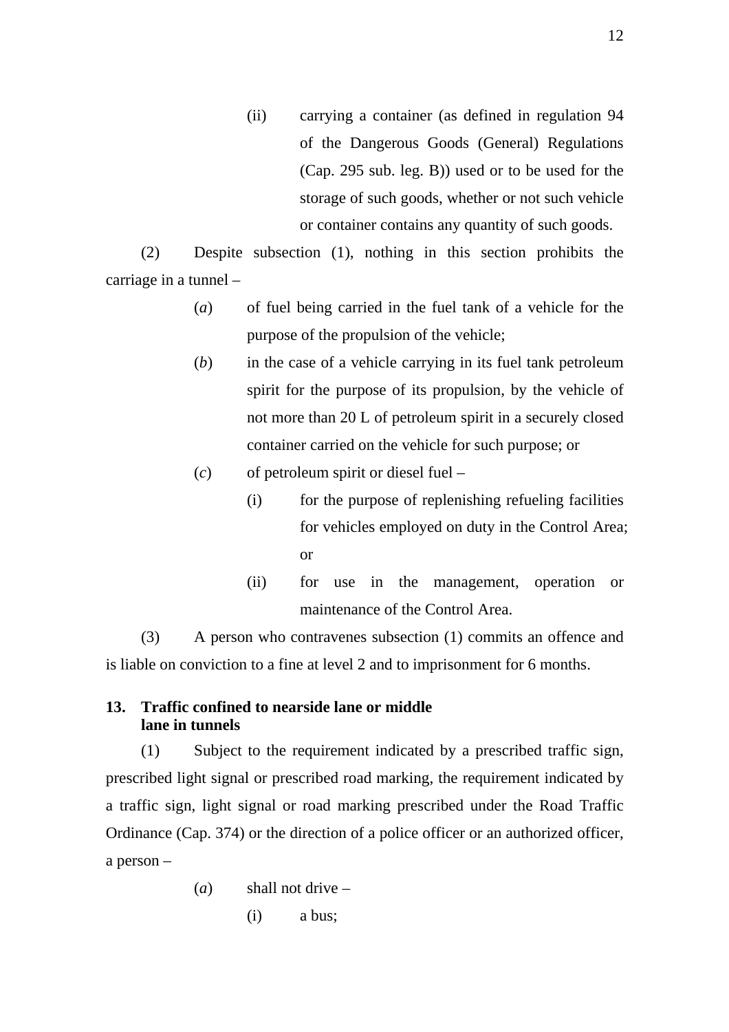(ii) carrying a container (as defined in regulation 94 of the Dangerous Goods (General) Regulations (Cap. 295 sub. leg. B)) used or to be used for the storage of such goods, whether or not such vehicle or container contains any quantity of such goods.

(2) Despite subsection (1), nothing in this section prohibits the carriage in a tunnel –

(*a*) of fuel being carried in the fuel tank of a vehicle for the purpose of the propulsion of the vehicle;

(*b*) in the case of a vehicle carrying in its fuel tank petroleum spirit for the purpose of its propulsion, by the vehicle of not more than 20 L of petroleum spirit in a securely closed container carried on the vehicle for such purpose; or

(*c*) of petroleum spirit or diesel fuel –

(i) for the purpose of replenishing refueling facilities for vehicles employed on duty in the Control Area; or

(ii) for use in the management, operation or maintenance of the Control Area.

(3) A person who contravenes subsection (1) commits an offence and is liable on conviction to a fine at level 2 and to imprisonment for 6 months.

**13. Traffic confined to nearside lane or middle lane in tunnels**

(1) Subject to the requirement indicated by a prescribed traffic sign, prescribed light signal or prescribed road marking, the requirement indicated by a traffic sign, light signal or road marking prescribed under the Road Traffic Ordinance (Cap. 374) or the direction of a police officer or an authorized officer, a person –

(*a*) shall not drive –

(i) a bus;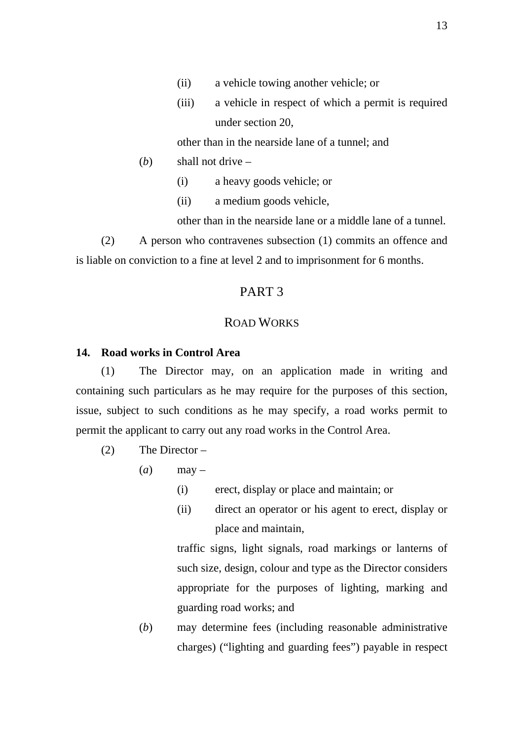(ii) a vehicle towing another vehicle; or

(iii) a vehicle in respect of which a permit is required under section 20,

other than in the nearside lane of a tunnel; and

(*b*) shall not drive –

(i) a heavy goods vehicle; or

(ii) a medium goods vehicle,

other than in the nearside lane or a middle lane of a tunnel.

(2) A person who contravenes subsection (1) commits an offence and is liable on conviction to a fine at level 2 and to imprisonment for 6 months.

# PART 3

## ROAD WORKS

**14. Road works in Control Area**

(1) The Director may, on an application made in writing and containing such particulars as he may require for the purposes of this section, issue, subject to such conditions as he may specify, a road works permit to permit the applicant to carry out any road works in the Control Area.

(2) The Director –

(*a*) may –

(i) erect, display or place and maintain; or

(ii) direct an operator or his agent to erect, display or place and maintain,

traffic signs, light signals, road markings or lanterns of such size, design, colour and type as the Director considers appropriate for the purposes of lighting, marking and guarding road works; and

(*b*) may determine fees (including reasonable administrative charges) ("lighting and guarding fees") payable in respect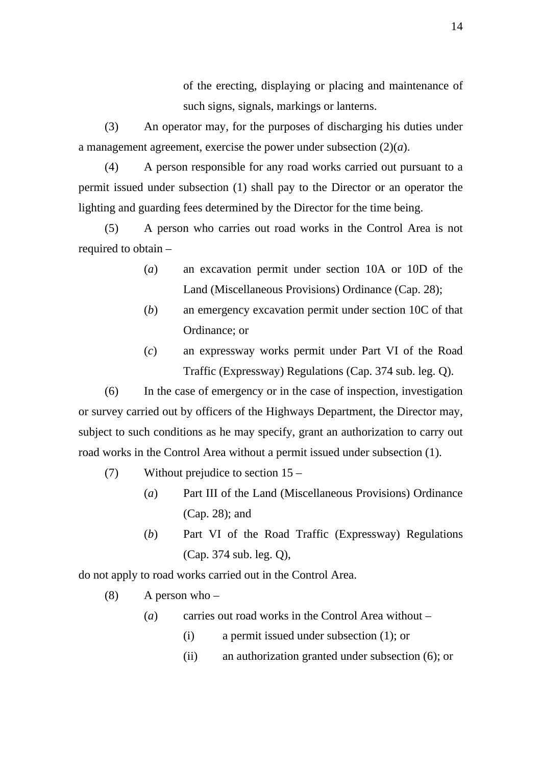of the erecting, displaying or placing and maintenance of such signs, signals, markings or lanterns.

(3) An operator may, for the purposes of discharging his duties under a management agreement, exercise the power under subsection (2)(*a*).

(4) A person responsible for any road works carried out pursuant to a permit issued under subsection (1) shall pay to the Director or an operator the lighting and guarding fees determined by the Director for the time being.

(5) A person who carries out road works in the Control Area is not required to obtain –

(*a*) an excavation permit under section 10A or 10D of the Land (Miscellaneous Provisions) Ordinance (Cap. 28);

(*b*) an emergency excavation permit under section 10C of that Ordinance; or

(*c*) an expressway works permit under Part VI of the Road Traffic (Expressway) Regulations (Cap. 374 sub. leg. Q).

(6) In the case of emergency or in the case of inspection, investigation or survey carried out by officers of the Highways Department, the Director may, subject to such conditions as he may specify, grant an authorization to carry out road works in the Control Area without a permit issued under subsection (1).

(7) Without prejudice to section 15 –

(*a*) Part III of the Land (Miscellaneous Provisions) Ordinance (Cap. 28); and

(*b*) Part VI of the Road Traffic (Expressway) Regulations (Cap. 374 sub. leg. Q),

do not apply to road works carried out in the Control Area.

(8) A person who –

(*a*) carries out road works in the Control Area without –

(i) a permit issued under subsection (1); or

(ii) an authorization granted under subsection (6); or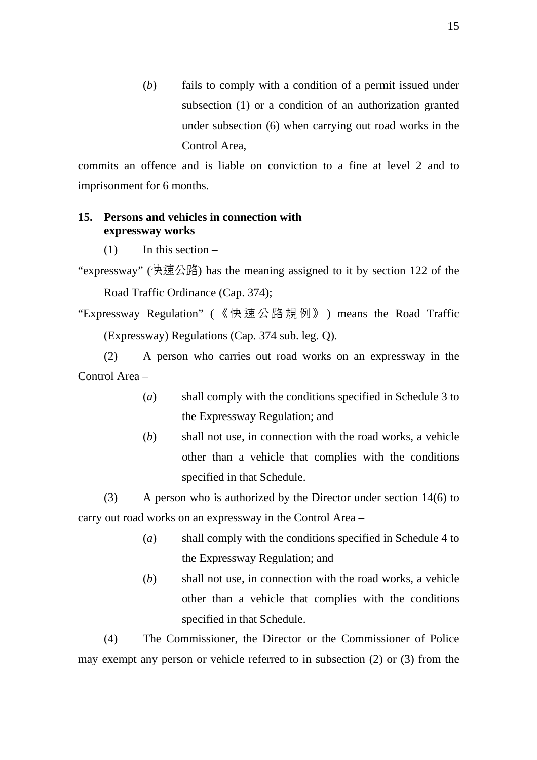(*b*) fails to comply with a condition of a permit issued under subsection (1) or a condition of an authorization granted under subsection (6) when carrying out road works in the Control Area,

commits an offence and is liable on conviction to a fine at level 2 and to imprisonment for 6 months.

**15. Persons and vehicles in connection with expressway works**

(1) In this section –

“expressway” (快速公路) has the meaning assigned to it by section 122 of the Road Traffic Ordinance (Cap. 374);

“Expressway Regulation” (《快速公路規例》) means the Road Traffic (Expressway) Regulations (Cap. 374 sub. leg. Q).

(2) A person who carries out road works on an expressway in the Control Area –

(*a*) shall comply with the conditions specified in Schedule 3 to the Expressway Regulation; and

(*b*) shall not use, in connection with the road works, a vehicle other than a vehicle that complies with the conditions specified in that Schedule.

(3) A person who is authorized by the Director under section 14(6) to carry out road works on an expressway in the Control Area –

(*a*) shall comply with the conditions specified in Schedule 4 to the Expressway Regulation; and

(*b*) shall not use, in connection with the road works, a vehicle other than a vehicle that complies with the conditions specified in that Schedule.

(4) The Commissioner, the Director or the Commissioner of Police may exempt any person or vehicle referred to in subsection (2) or (3) from the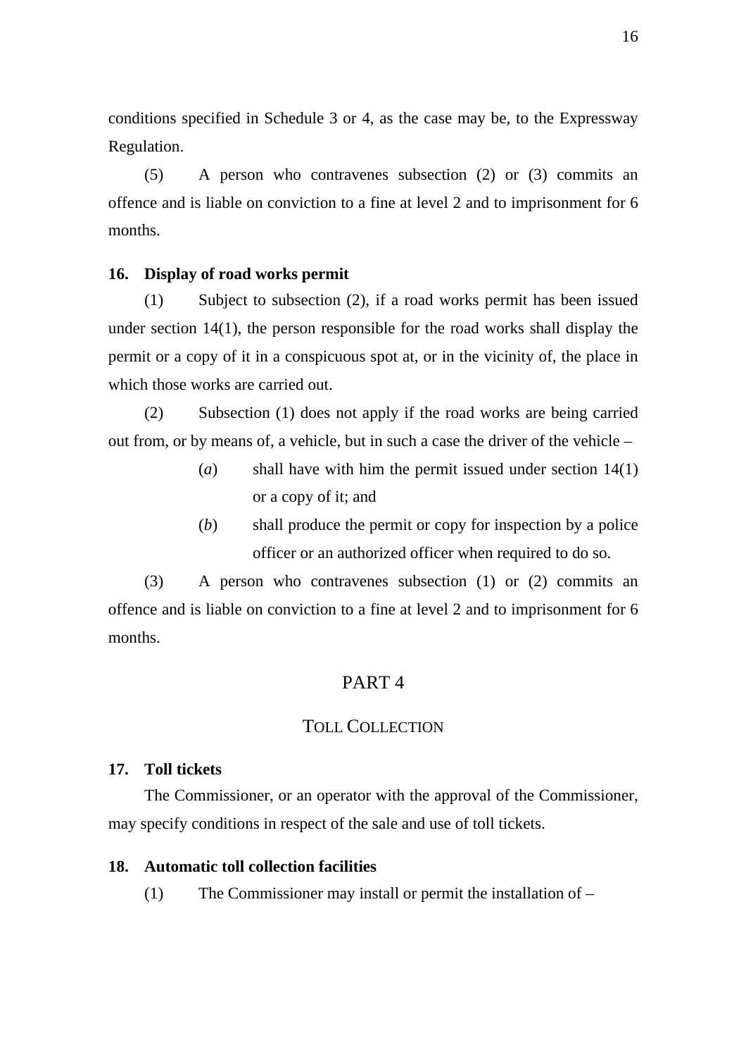conditions specified in Schedule 3 or 4, as the case may be, to the Expressway Regulation.

(5) A person who contravenes subsection (2) or (3) commits an offence and is liable on conviction to a fine at level 2 and to imprisonment for 6 months.

**16. Display of road works permit**

(1) Subject to subsection (2), if a road works permit has been issued under section 14(1), the person responsible for the road works shall display the permit or a copy of it in a conspicuous spot at, or in the vicinity of, the place in which those works are carried out.

(2) Subsection (1) does not apply if the road works are being carried out from, or by means of, a vehicle, but in such a case the driver of the vehicle –

(*a*) shall have with him the permit issued under section 14(1) or a copy of it; and

(*b*) shall produce the permit or copy for inspection by a police officer or an authorized officer when required to do so.

(3) A person who contravenes subsection (1) or (2) commits an offence and is liable on conviction to a fine at level 2 and to imprisonment for 6 months.

## PART 4

## TOLL COLLECTION

**17. Toll tickets**

The Commissioner, or an operator with the approval of the Commissioner, may specify conditions in respect of the sale and use of toll tickets.

**18. Automatic toll collection facilities**

(1) The Commissioner may install or permit the installation of –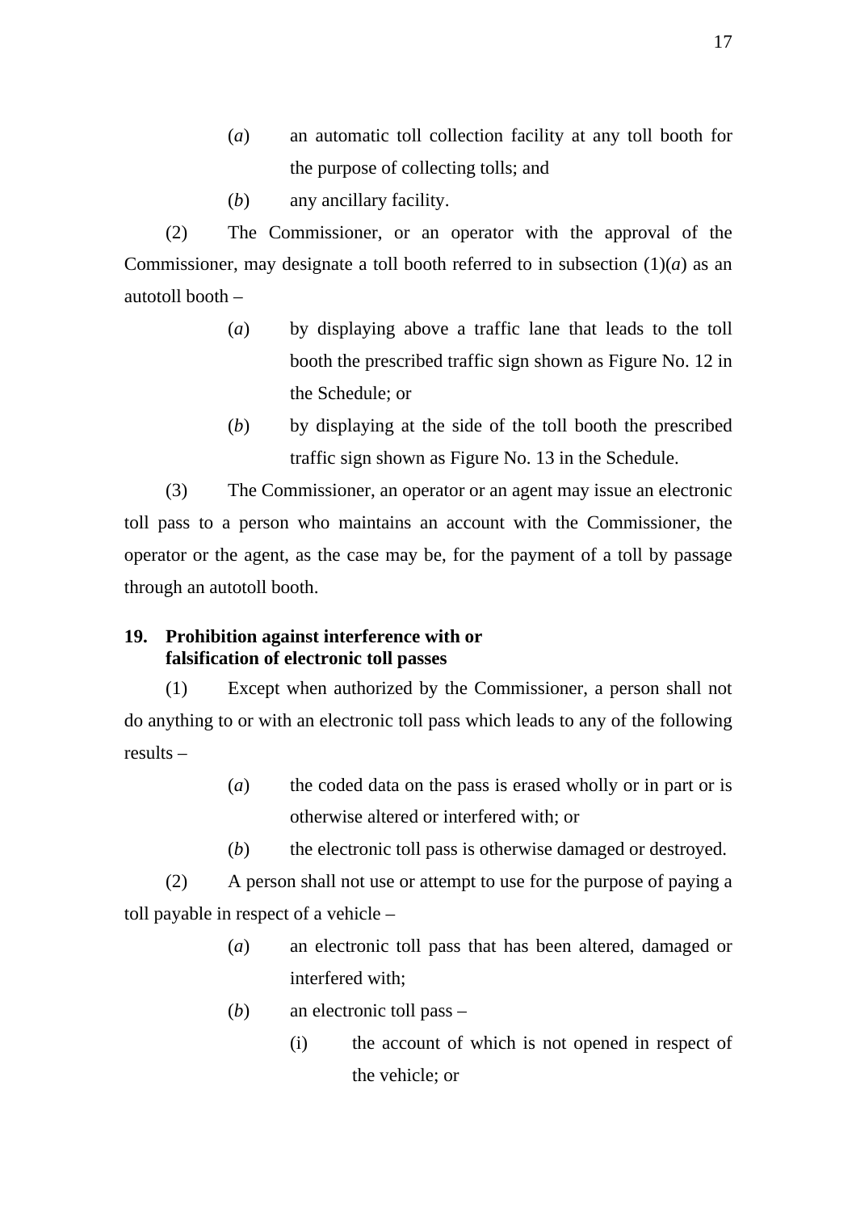(*a*) an automatic toll collection facility at any toll booth for the purpose of collecting tolls; and

(*b*) any ancillary facility.

(2) The Commissioner, or an operator with the approval of the Commissioner, may designate a toll booth referred to in subsection (1)(*a*) as an autotoll booth –

(*a*) by displaying above a traffic lane that leads to the toll booth the prescribed traffic sign shown as Figure No. 12 in the Schedule; or

(*b*) by displaying at the side of the toll booth the prescribed traffic sign shown as Figure No. 13 in the Schedule.

(3) The Commissioner, an operator or an agent may issue an electronic toll pass to a person who maintains an account with the Commissioner, the operator or the agent, as the case may be, for the payment of a toll by passage through an autotoll booth.

**19. Prohibition against interference with or falsification of electronic toll passes**

(1) Except when authorized by the Commissioner, a person shall not do anything to or with an electronic toll pass which leads to any of the following results –

(*a*) the coded data on the pass is erased wholly or in part or is otherwise altered or interfered with; or

(*b*) the electronic toll pass is otherwise damaged or destroyed.

(2) A person shall not use or attempt to use for the purpose of paying a toll payable in respect of a vehicle –

(*a*) an electronic toll pass that has been altered, damaged or interfered with;

(*b*) an electronic toll pass –

(i) the account of which is not opened in respect of the vehicle; or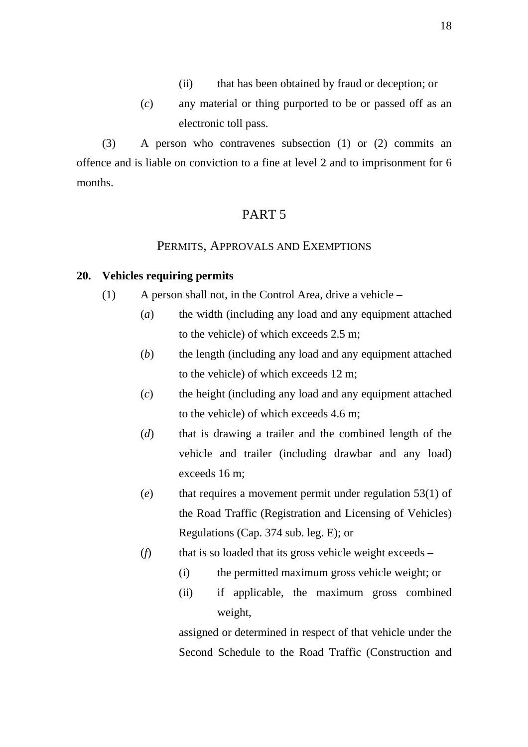(ii) that has been obtained by fraud or deception; or

(*c*) any material or thing purported to be or passed off as an electronic toll pass.

(3) A person who contravenes subsection (1) or (2) commits an offence and is liable on conviction to a fine at level 2 and to imprisonment for 6 months.

## PART 5

### PERMITS, APPROVALS AND EXEMPTIONS

**20. Vehicles requiring permits**

(1) A person shall not, in the Control Area, drive a vehicle –

(*a*) the width (including any load and any equipment attached to the vehicle) of which exceeds 2.5 m;

(*b*) the length (including any load and any equipment attached to the vehicle) of which exceeds 12 m;

(*c*) the height (including any load and any equipment attached to the vehicle) of which exceeds 4.6 m;

(*d*) that is drawing a trailer and the combined length of the vehicle and trailer (including drawbar and any load) exceeds 16 m;

(*e*) that requires a movement permit under regulation 53(1) of the Road Traffic (Registration and Licensing of Vehicles) Regulations (Cap. 374 sub. leg. E); or

(*f*) that is so loaded that its gross vehicle weight exceeds –

(i) the permitted maximum gross vehicle weight; or

(ii) if applicable, the maximum gross combined weight,

assigned or determined in respect of that vehicle under the Second Schedule to the Road Traffic (Construction and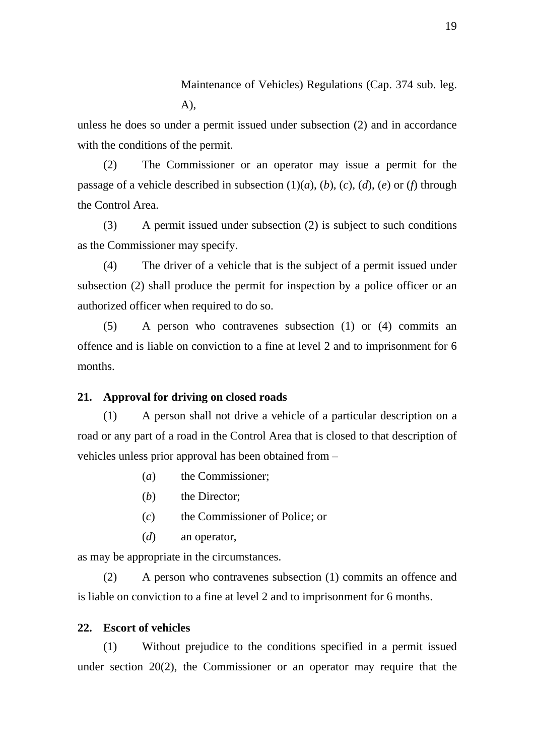Maintenance of Vehicles) Regulations (Cap. 374 sub. leg. A),

unless he does so under a permit issued under subsection (2) and in accordance with the conditions of the permit.

(2) The Commissioner or an operator may issue a permit for the passage of a vehicle described in subsection (1)(*a*), (*b*), (*c*), (*d*), (*e*) or (*f*) through the Control Area.

(3) A permit issued under subsection (2) is subject to such conditions as the Commissioner may specify.

(4) The driver of a vehicle that is the subject of a permit issued under subsection (2) shall produce the permit for inspection by a police officer or an authorized officer when required to do so.

(5) A person who contravenes subsection (1) or (4) commits an offence and is liable on conviction to a fine at level 2 and to imprisonment for 6 months.

**21. Approval for driving on closed roads**

(1) A person shall not drive a vehicle of a particular description on a road or any part of a road in the Control Area that is closed to that description of vehicles unless prior approval has been obtained from –

(*a*) the Commissioner;

(*b*) the Director;

(*c*) the Commissioner of Police; or

(*d*) an operator,

as may be appropriate in the circumstances.

(2) A person who contravenes subsection (1) commits an offence and is liable on conviction to a fine at level 2 and to imprisonment for 6 months.

**22. Escort of vehicles**

(1) Without prejudice to the conditions specified in a permit issued under section 20(2), the Commissioner or an operator may require that the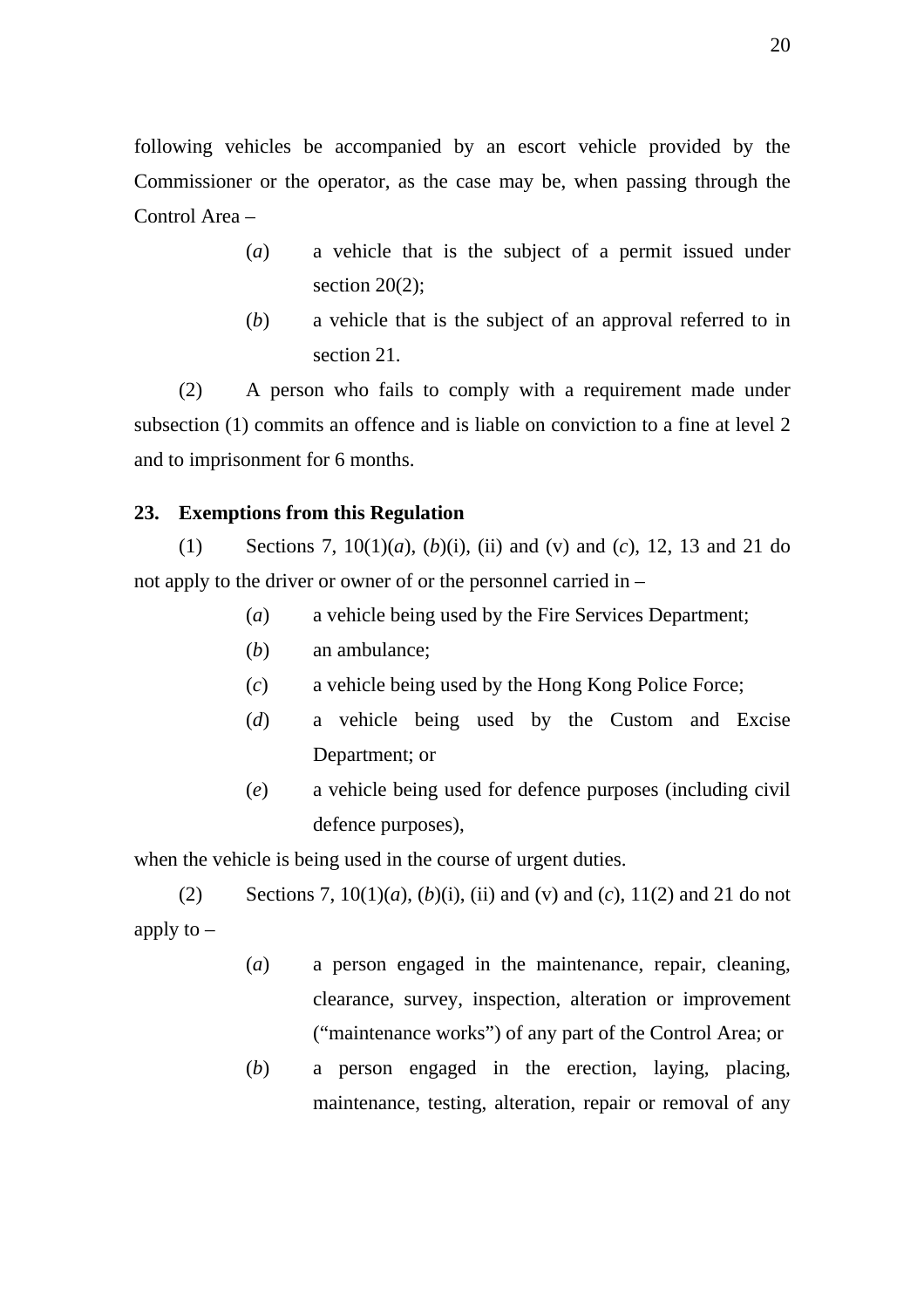following vehicles be accompanied by an escort vehicle provided by the Commissioner or the operator, as the case may be, when passing through the Control Area –

- (*a*) a vehicle that is the subject of a permit issued under section 20(2);
- (*b*) a vehicle that is the subject of an approval referred to in section 21.

(2) A person who fails to comply with a requirement made under subsection (1) commits an offence and is liable on conviction to a fine at level 2 and to imprisonment for 6 months.

**23. Exemptions from this Regulation**

(1) Sections 7, 10(1)(*a*), (*b*)(i), (ii) and (v) and (*c*), 12, 13 and 21 do not apply to the driver or owner of or the personnel carried in –

- (*a*) a vehicle being used by the Fire Services Department;
- (*b*) an ambulance;
- (*c*) a vehicle being used by the Hong Kong Police Force;
- (*d*) a vehicle being used by the Custom and Excise Department; or
- (*e*) a vehicle being used for defence purposes (including civil defence purposes),

when the vehicle is being used in the course of urgent duties.

(2) Sections 7, 10(1)(*a*), (*b*)(i), (ii) and (v) and (*c*), 11(2) and 21 do not apply to –

- (*a*) a person engaged in the maintenance, repair, cleaning, clearance, survey, inspection, alteration or improvement ("maintenance works") of any part of the Control Area; or
- (*b*) a person engaged in the erection, laying, placing, maintenance, testing, alteration, repair or removal of any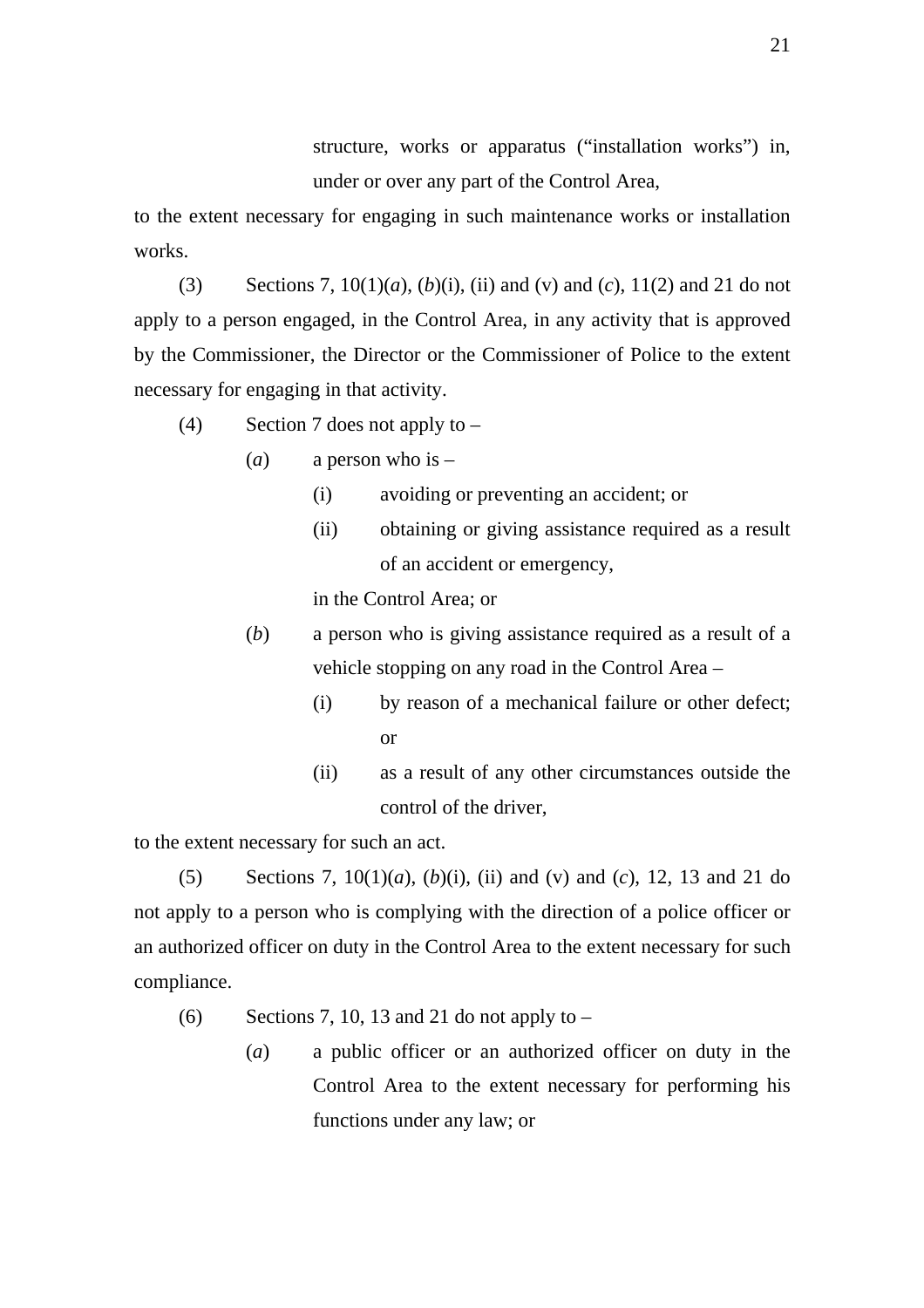structure, works or apparatus ("installation works") in, under or over any part of the Control Area,

to the extent necessary for engaging in such maintenance works or installation works.

(3) Sections 7, 10(1)(*a*), (*b*)(i), (ii) and (v) and (*c*), 11(2) and 21 do not apply to a person engaged, in the Control Area, in any activity that is approved by the Commissioner, the Director or the Commissioner of Police to the extent necessary for engaging in that activity.

(4) Section 7 does not apply to –

(*a*) a person who is –

(i) avoiding or preventing an accident; or

(ii) obtaining or giving assistance required as a result of an accident or emergency,

in the Control Area; or

(*b*) a person who is giving assistance required as a result of a vehicle stopping on any road in the Control Area –

(i) by reason of a mechanical failure or other defect; or

(ii) as a result of any other circumstances outside the control of the driver,

to the extent necessary for such an act.

(5) Sections 7, 10(1)(*a*), (*b*)(i), (ii) and (v) and (*c*), 12, 13 and 21 do not apply to a person who is complying with the direction of a police officer or an authorized officer on duty in the Control Area to the extent necessary for such compliance.

(6) Sections 7, 10, 13 and 21 do not apply to –

(*a*) a public officer or an authorized officer on duty in the Control Area to the extent necessary for performing his functions under any law; or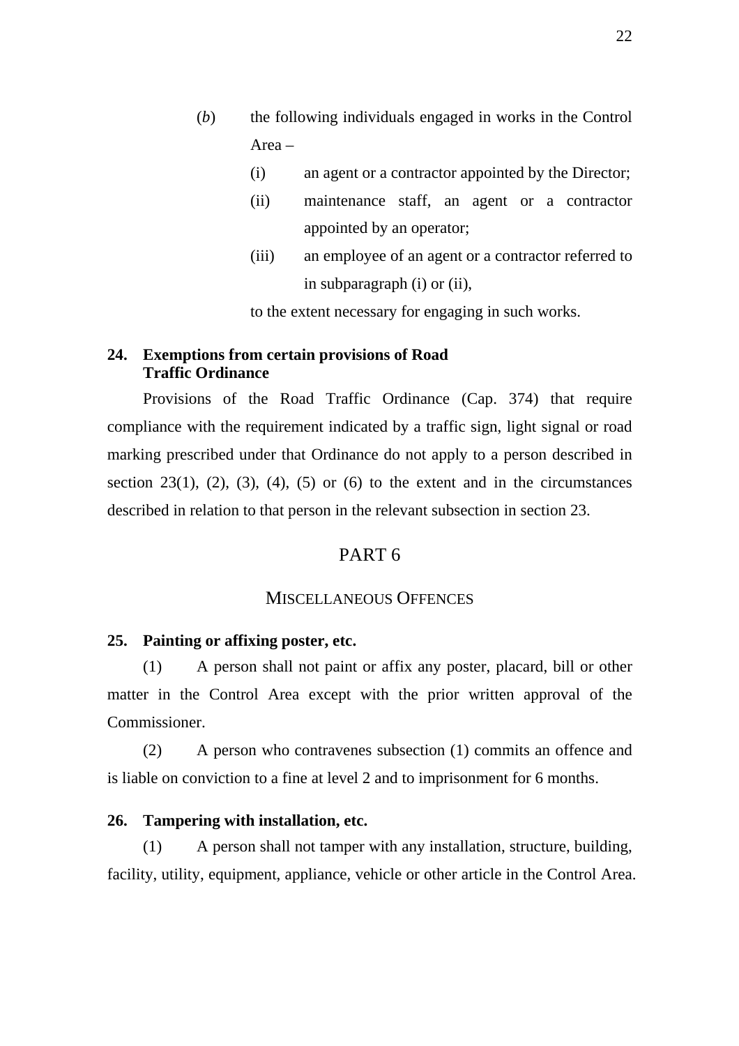(*b*) the following individuals engaged in works in the Control Area –

(i) an agent or a contractor appointed by the Director;

(ii) maintenance staff, an agent or a contractor appointed by an operator;

(iii) an employee of an agent or a contractor referred to in subparagraph (i) or (ii),

to the extent necessary for engaging in such works.

**24. Exemptions from certain provisions of Road Traffic Ordinance**

Provisions of the Road Traffic Ordinance (Cap. 374) that require compliance with the requirement indicated by a traffic sign, light signal or road marking prescribed under that Ordinance do not apply to a person described in section 23(1), (2), (3), (4), (5) or (6) to the extent and in the circumstances described in relation to that person in the relevant subsection in section 23.

## PART 6

## MISCELLANEOUS OFFENCES

**25. Painting or affixing poster, etc.**

(1) A person shall not paint or affix any poster, placard, bill or other matter in the Control Area except with the prior written approval of the Commissioner.

(2) A person who contravenes subsection (1) commits an offence and is liable on conviction to a fine at level 2 and to imprisonment for 6 months.

**26. Tampering with installation, etc.**

(1) A person shall not tamper with any installation, structure, building, facility, utility, equipment, appliance, vehicle or other article in the Control Area.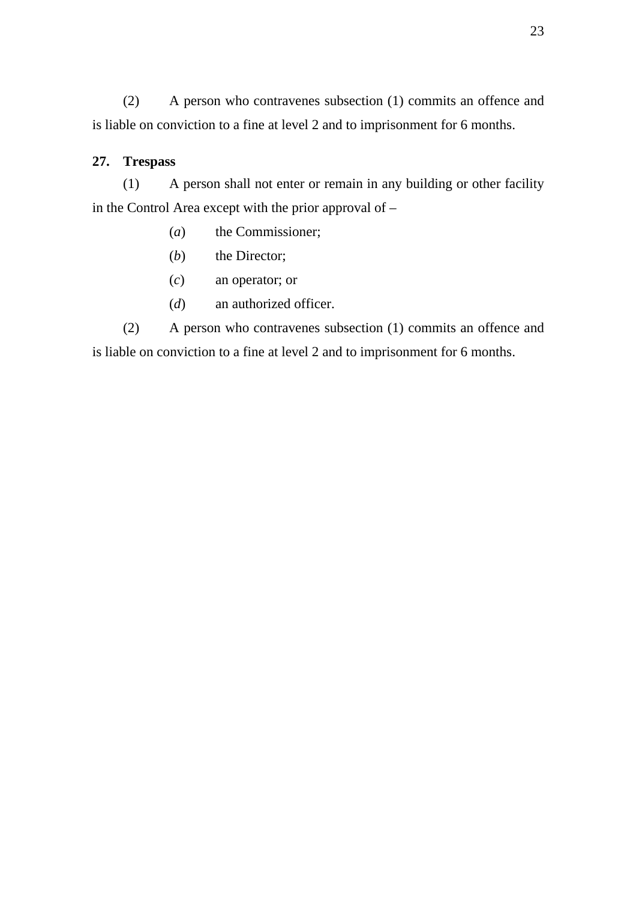(2) A person who contravenes subsection (1) commits an offence and is liable on conviction to a fine at level 2 and to imprisonment for 6 months.

**27. Trespass**

(1) A person shall not enter or remain in any building or other facility in the Control Area except with the prior approval of –

(*a*) the Commissioner;

(*b*) the Director;

(*c*) an operator; or

(*d*) an authorized officer.

(2) A person who contravenes subsection (1) commits an offence and is liable on conviction to a fine at level 2 and to imprisonment for 6 months.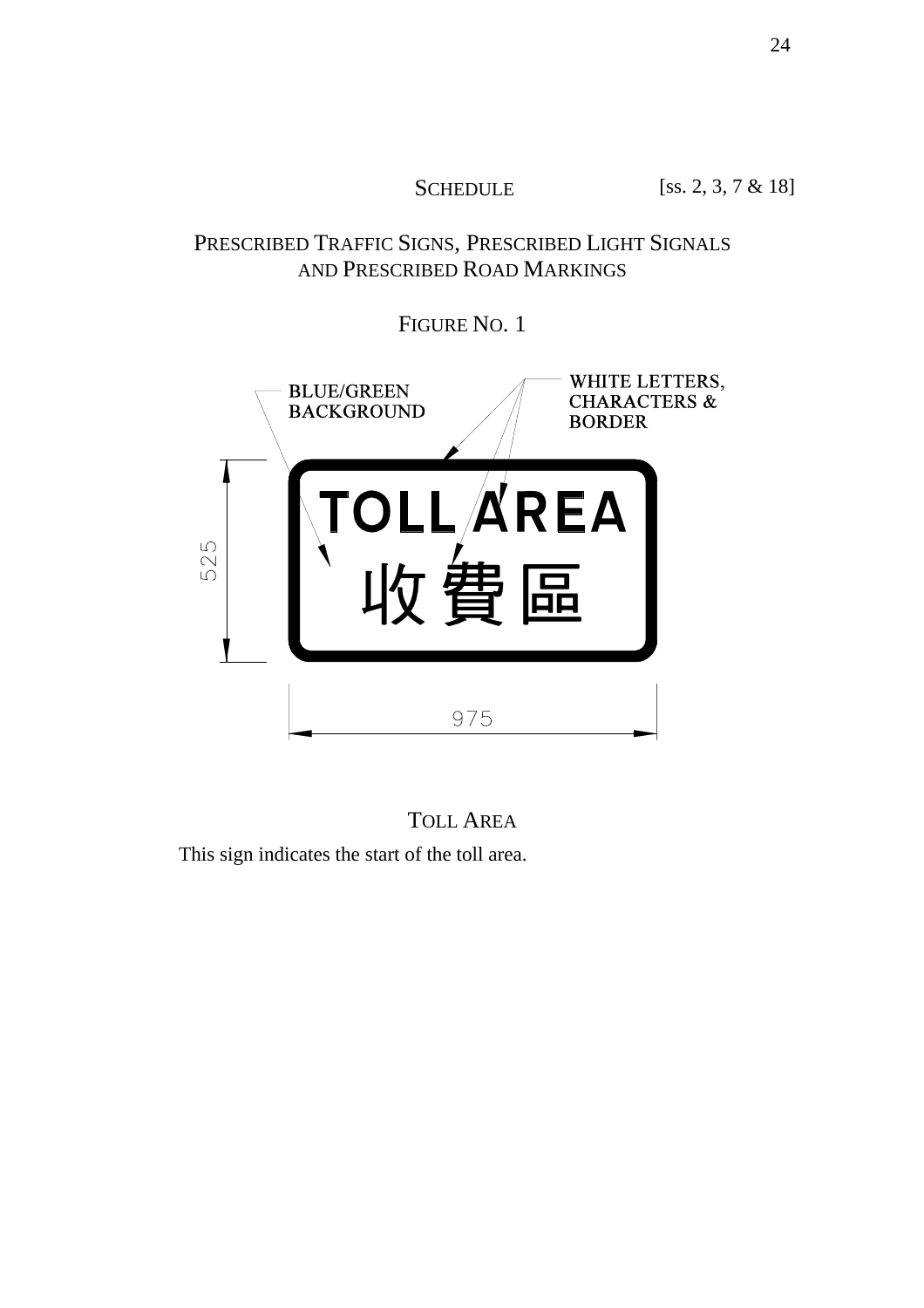SCHEDULE [ss. 2, 3, 7 & 18]

PRESCRIBED TRAFFIC SIGNS, PRESCRIBED LIGHT SIGNALS AND PRESCRIBED ROAD MARKINGS

FIGURE NO. 1

BLUE/GREEN BACKGROUND

WHITE LETTERS, CHARACTERS & BORDER

TOLL AREA

收費區

525

975

TOLL AREA

This sign indicates the start of the toll area.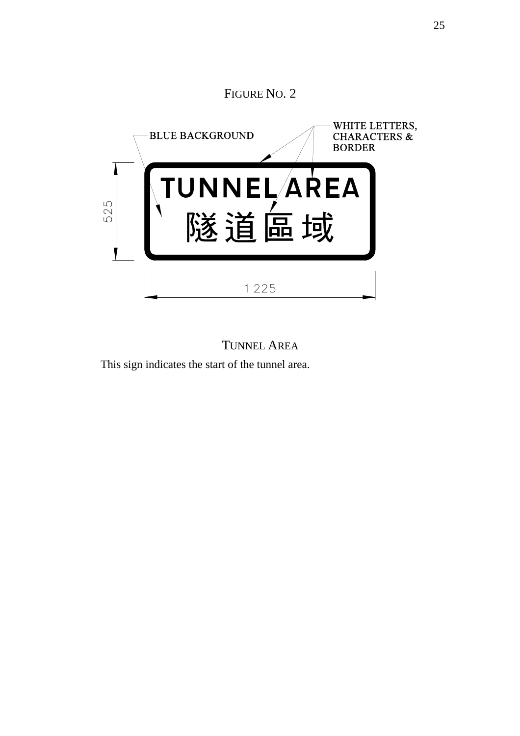FIGURE NO. 2

BLUE BACKGROUND

WHITE LETTERS, CHARACTERS & BORDER

TUNNEL AREA

隧道區域

525

1 225

TUNNEL AREA

This sign indicates the start of the tunnel area.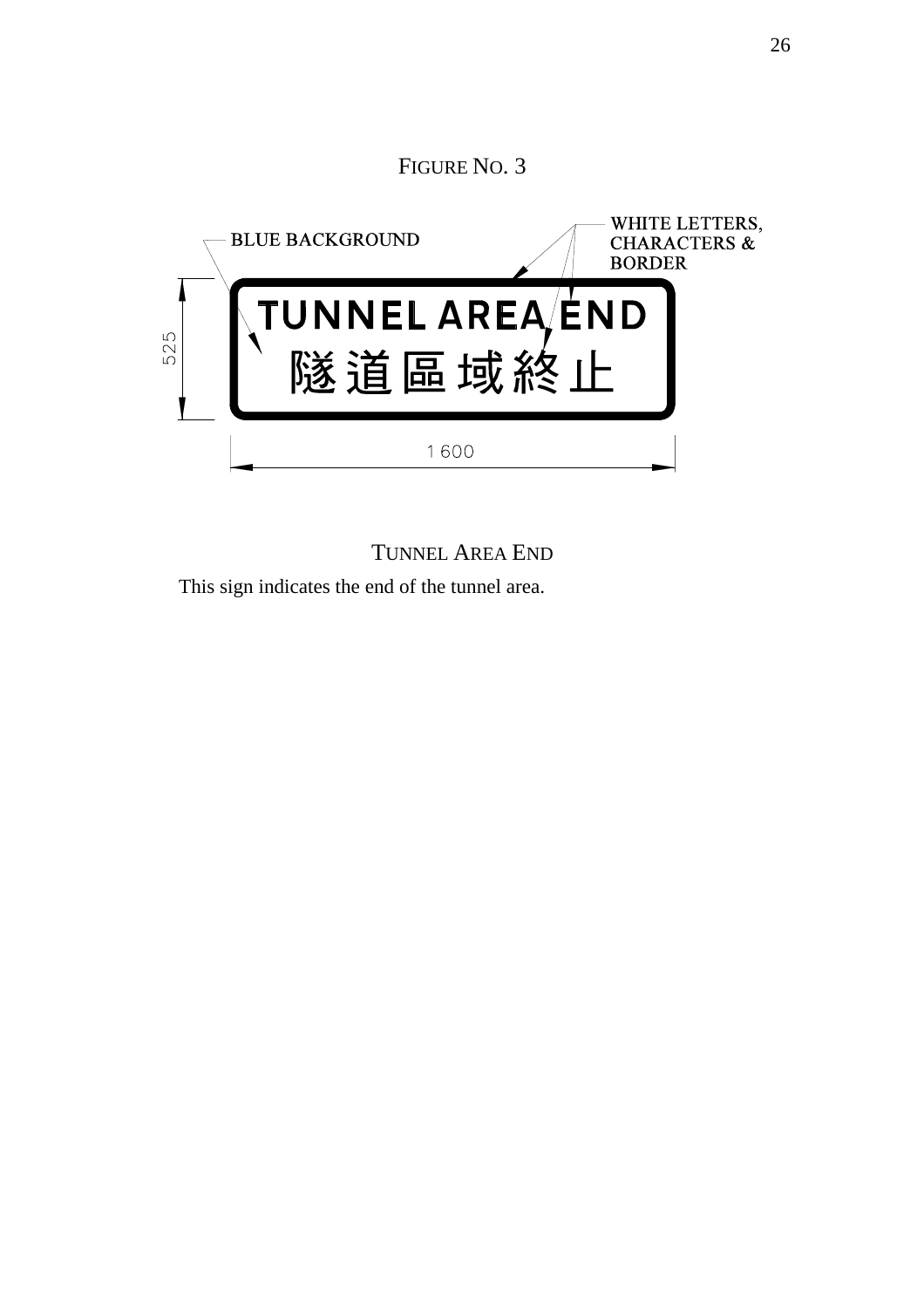FIGURE NO. 3

BLUE BACKGROUND

WHITE LETTERS, CHARACTERS & BORDER

TUNNEL AREA END

隧道區域終止

525

1 600

TUNNEL AREA END

This sign indicates the end of the tunnel area.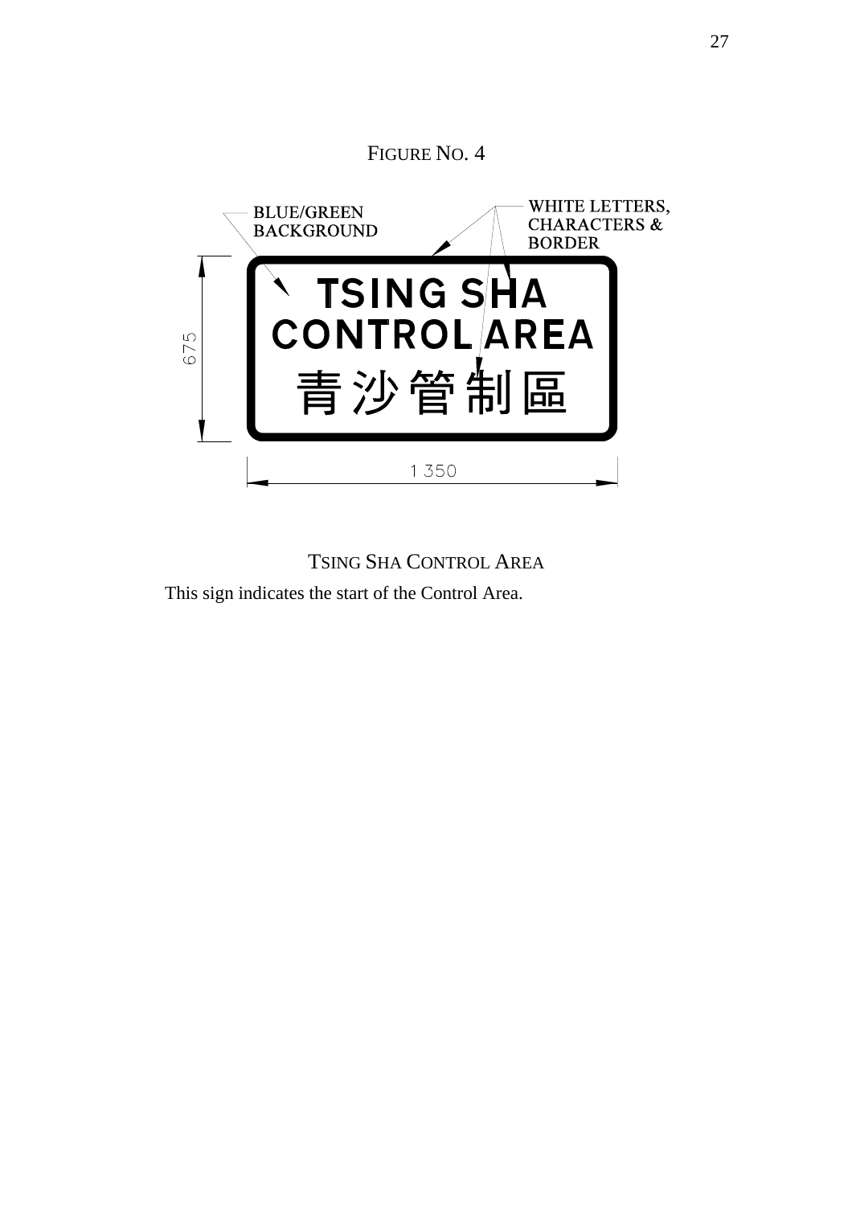FIGURE NO. 4

BLUE/GREEN BACKGROUND

WHITE LETTERS, CHARACTERS & BORDER

TSING SHA CONTROL AREA

青沙管制區

675

1 350

TSING SHA CONTROL AREA

This sign indicates the start of the Control Area.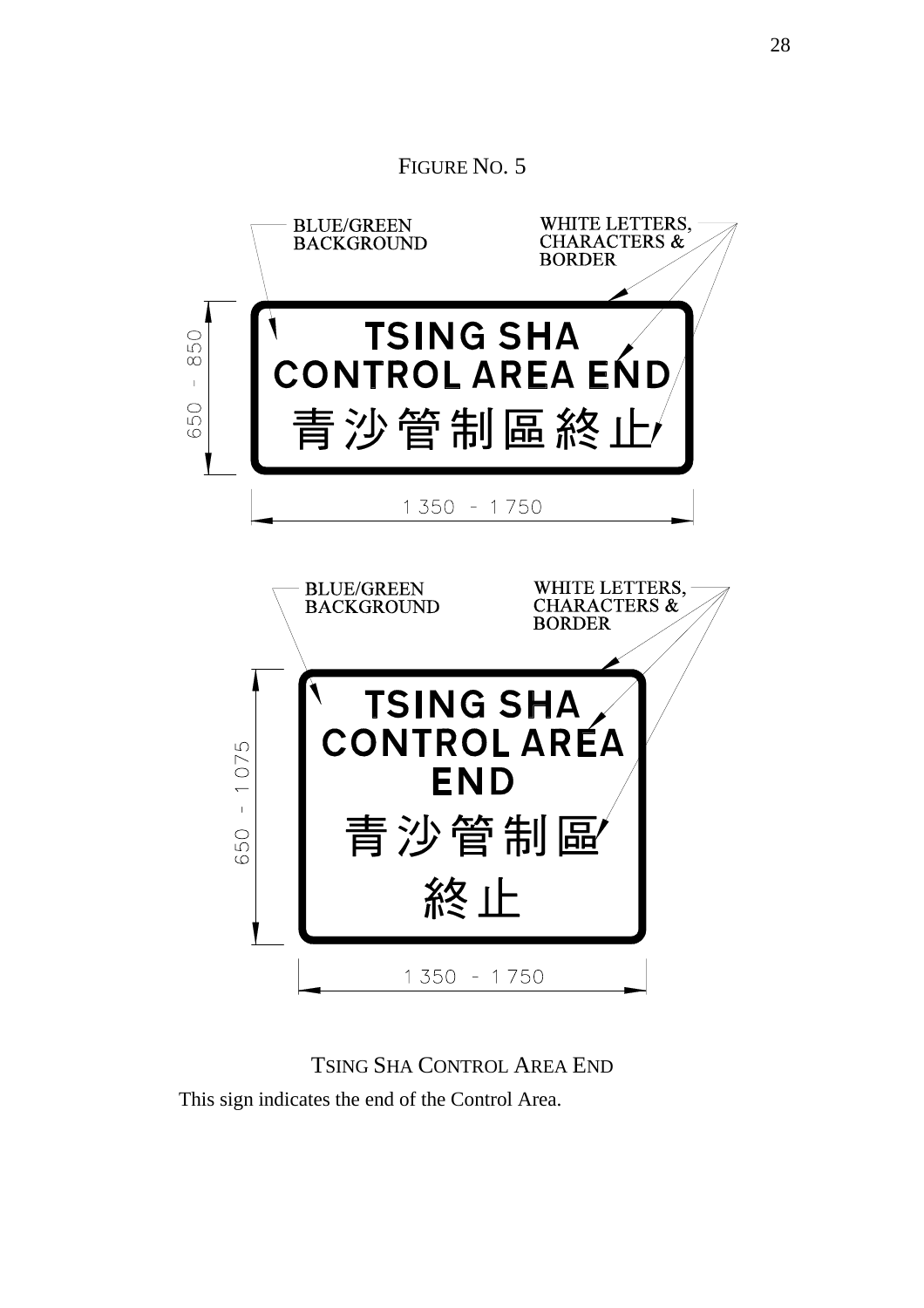FIGURE NO. 5

BLUE/GREEN BACKGROUND

WHITE LETTERS, CHARACTERS & BORDER

TSING SHA CONTROL AREA END

青沙管制區終止

650 - 850

1 350 - 1 750

BLUE/GREEN BACKGROUND

WHITE LETTERS, CHARACTERS & BORDER

TSING SHA CONTROL AREA END

青沙管制區終止

650 - 1 075

1 350 - 1 750

TSING SHA CONTROL AREA END

This sign indicates the end of the Control Area.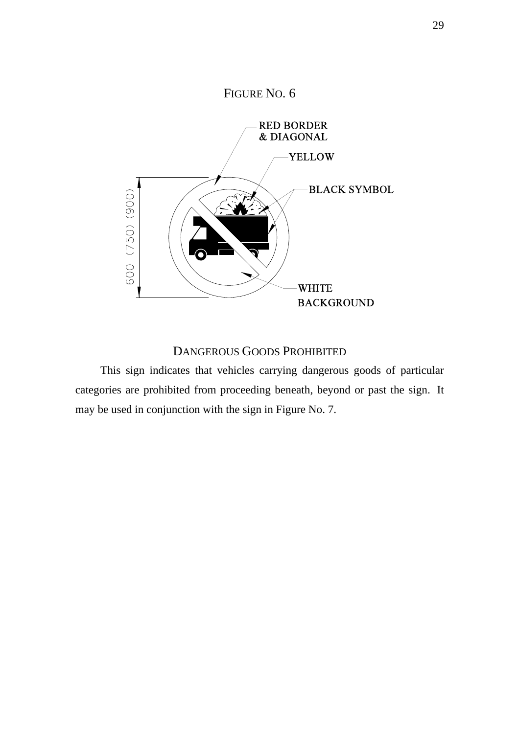FIGURE NO. 6

RED BORDER & DIAGONAL

YELLOW

BLACK SYMBOL

WHITE BACKGROUND

600 (750) (900)

DANGEROUS GOODS PROHIBITED

This sign indicates that vehicles carrying dangerous goods of particular categories are prohibited from proceeding beneath, beyond or past the sign. It may be used in conjunction with the sign in Figure No. 7.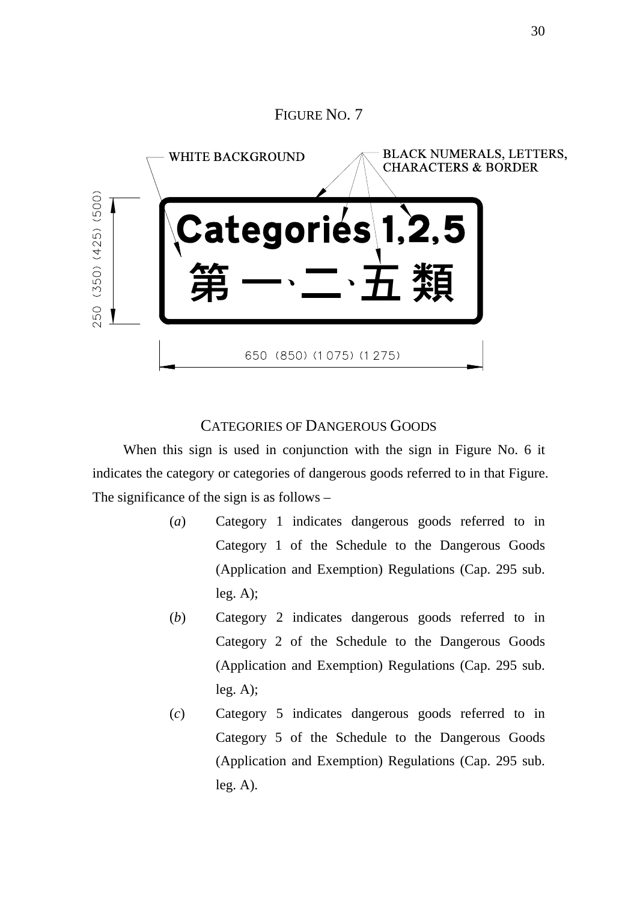FIGURE NO. 7

WHITE BACKGROUND

BLACK NUMERALS, LETTERS, CHARACTERS & BORDER

Categories 1,2,5

第 一、二、五 類

250 (350) (425) (500)

650 (850) (1 075) (1 275)

CATEGORIES OF DANGEROUS GOODS

When this sign is used in conjunction with the sign in Figure No. 6 it indicates the category or categories of dangerous goods referred to in that Figure. The significance of the sign is as follows –

(*a*) Category 1 indicates dangerous goods referred to in Category 1 of the Schedule to the Dangerous Goods (Application and Exemption) Regulations (Cap. 295 sub. leg. A);

(*b*) Category 2 indicates dangerous goods referred to in Category 2 of the Schedule to the Dangerous Goods (Application and Exemption) Regulations (Cap. 295 sub. leg. A);

(*c*) Category 5 indicates dangerous goods referred to in Category 5 of the Schedule to the Dangerous Goods (Application and Exemption) Regulations (Cap. 295 sub. leg. A).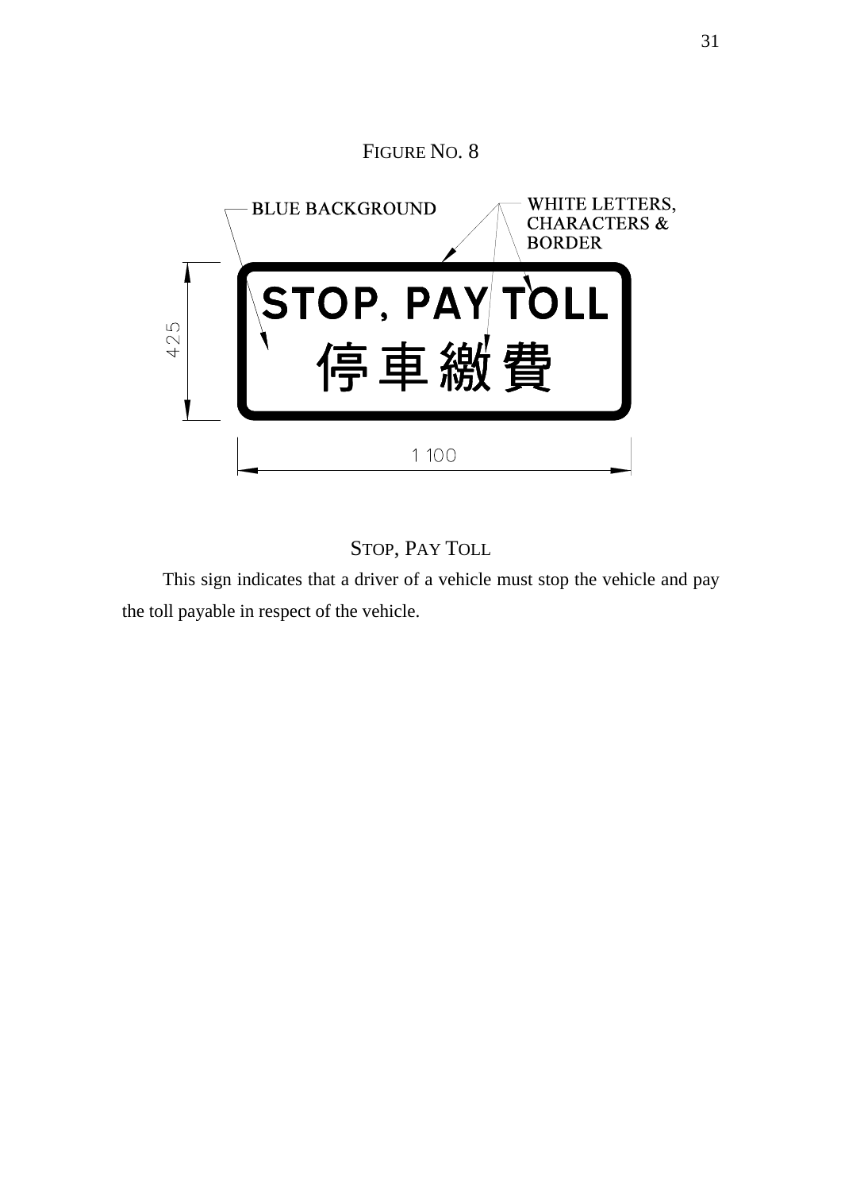FIGURE NO. 8

BLUE BACKGROUND

WHITE LETTERS, CHARACTERS & BORDER

STOP, PAY TOLL

停車繳費

425

1 100

STOP, PAY TOLL

This sign indicates that a driver of a vehicle must stop the vehicle and pay the toll payable in respect of the vehicle.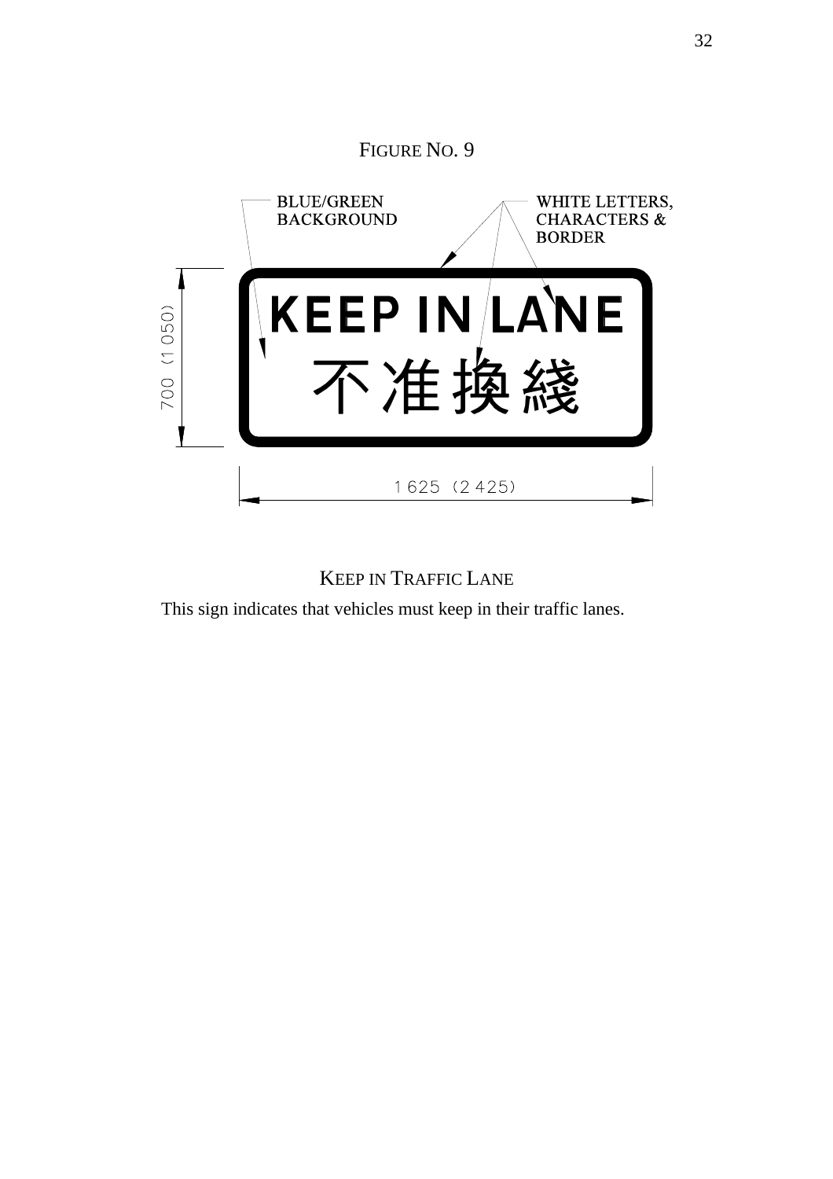FIGURE NO. 9

BLUE/GREEN BACKGROUND

WHITE LETTERS, CHARACTERS & BORDER

KEEP IN LANE

不准換綫

700 (1 050)

1 625 (2 425)

KEEP IN TRAFFIC LANE

This sign indicates that vehicles must keep in their traffic lanes.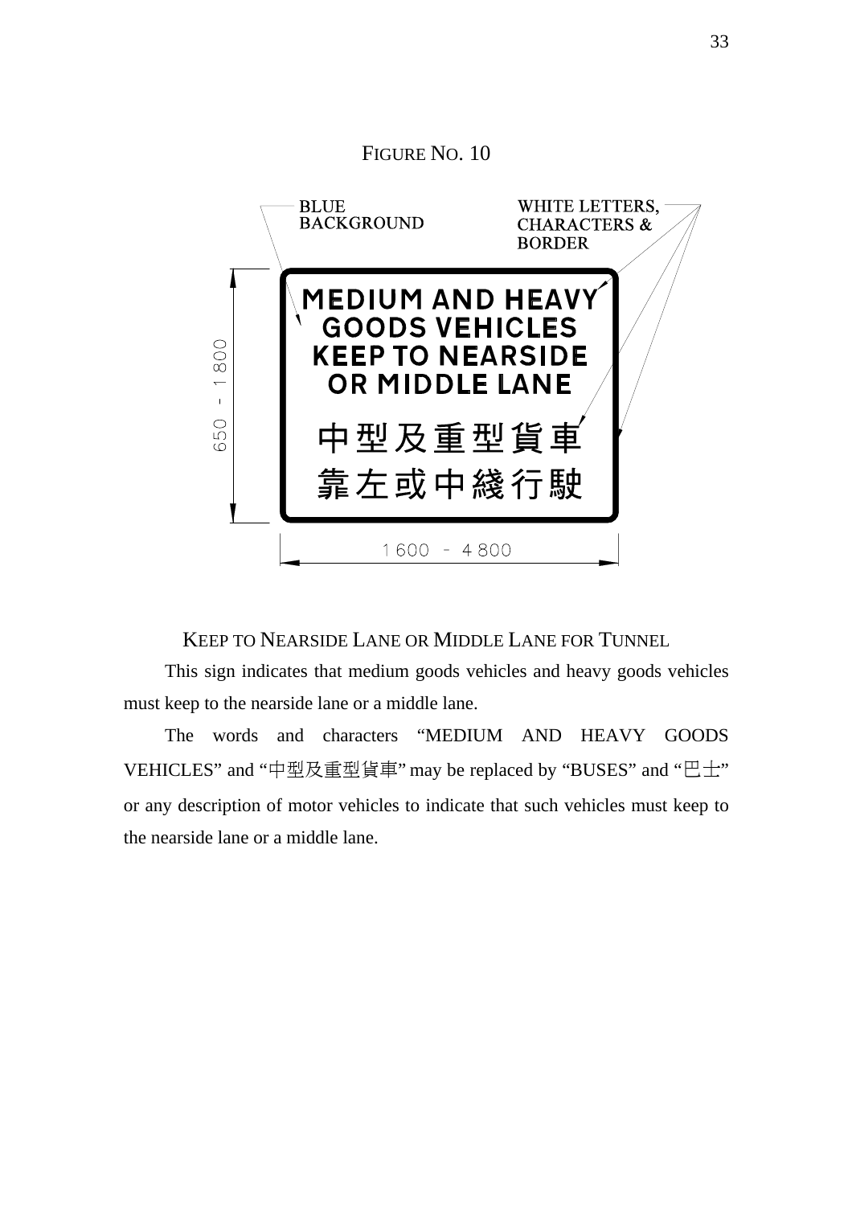FIGURE NO. 10

BLUE BACKGROUND

WHITE LETTERS, CHARACTERS & BORDER

MEDIUM AND HEAVY GOODS VEHICLES KEEP TO NEARSIDE OR MIDDLE LANE

中型及重型貨車
靠左或中綫行駛

650 - 1800

1600 - 4800

KEEP TO NEARSIDE LANE OR MIDDLE LANE FOR TUNNEL

This sign indicates that medium goods vehicles and heavy goods vehicles must keep to the nearside lane or a middle lane.

The words and characters "MEDIUM AND HEAVY GOODS VEHICLES" and "中型及重型貨車" may be replaced by "BUSES" and "巴士" or any description of motor vehicles to indicate that such vehicles must keep to the nearside lane or a middle lane.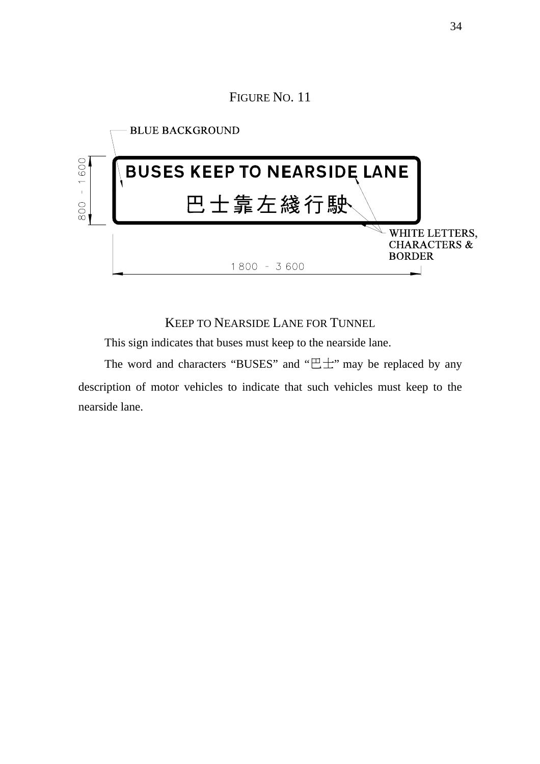FIGURE NO. 11

BLUE BACKGROUND

BUSES KEEP TO NEARSIDE LANE

巴士靠左綫行駛

WHITE LETTERS, CHARACTERS & BORDER

800 - 1600

1 800 - 3 600

KEEP TO NEARSIDE LANE FOR TUNNEL

This sign indicates that buses must keep to the nearside lane.

The word and characters "BUSES" and "巴士" may be replaced by any description of motor vehicles to indicate that such vehicles must keep to the nearside lane.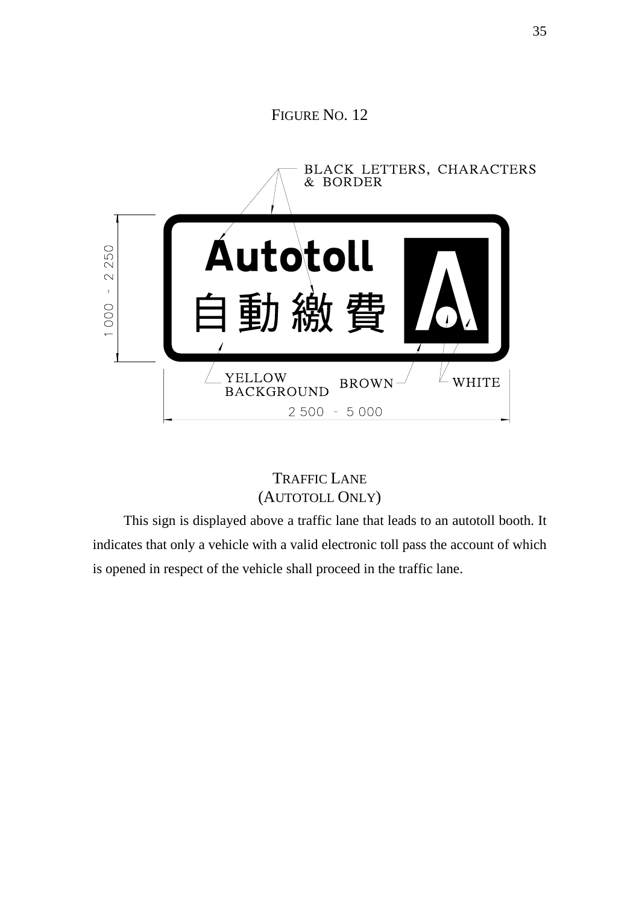FIGURE NO. 12

BLACK LETTERS, CHARACTERS & BORDER

Autotoll

自動繳費

YELLOW BACKGROUND BROWN WHITE

1 000 - 2 250

2 500 - 5 000

TRAFFIC LANE
(AUTOTOLL ONLY)

This sign is displayed above a traffic lane that leads to an autotoll booth. It indicates that only a vehicle with a valid electronic toll pass the account of which is opened in respect of the vehicle shall proceed in the traffic lane.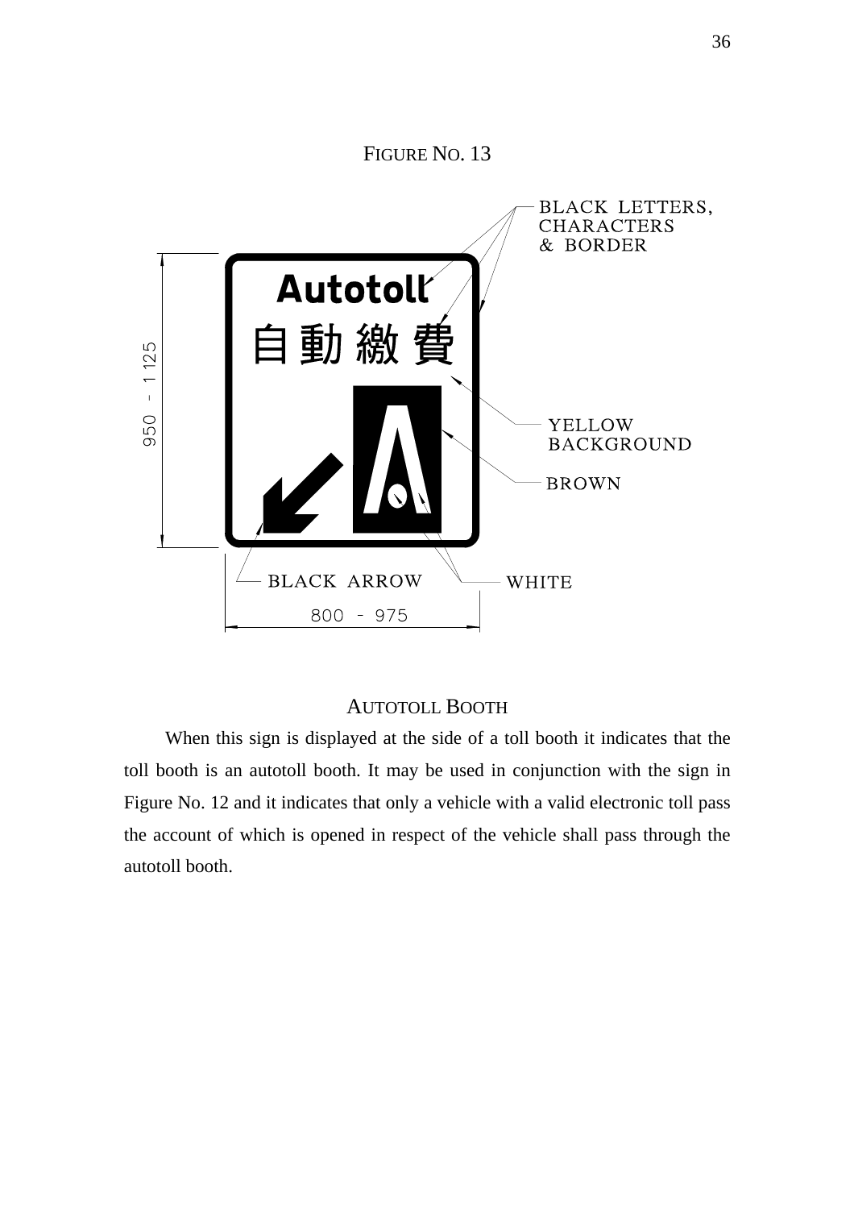FIGURE NO. 13

BLACK LETTERS, CHARACTERS & BORDER

Autotoll

自動繳費

YELLOW BACKGROUND

BROWN

BLACK ARROW

WHITE

950 - 1 125

800 - 975

AUTOTOLL BOOTH

When this sign is displayed at the side of a toll booth it indicates that the toll booth is an autotoll booth. It may be used in conjunction with the sign in Figure No. 12 and it indicates that only a vehicle with a valid electronic toll pass the account of which is opened in respect of the vehicle shall pass through the autotoll booth.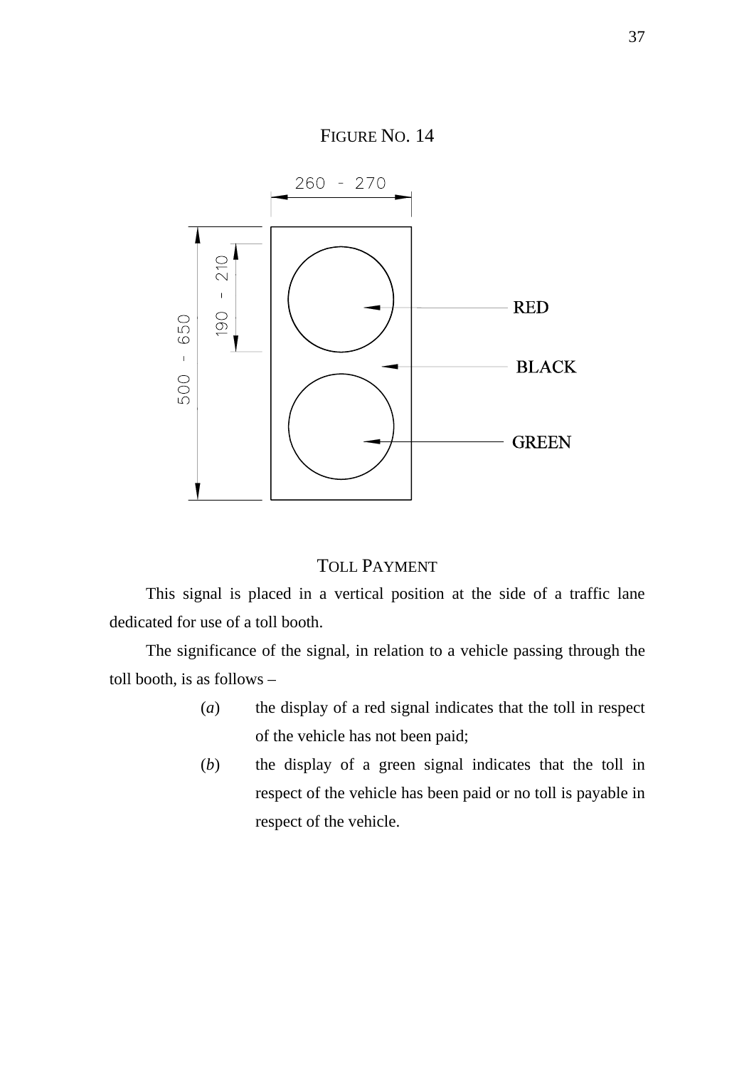FIGURE NO. 14

260 - 270

500 - 650

190 - 210

RED

BLACK

GREEN

TOLL PAYMENT

This signal is placed in a vertical position at the side of a traffic lane dedicated for use of a toll booth.

The significance of the signal, in relation to a vehicle passing through the toll booth, is as follows –

(*a*) the display of a red signal indicates that the toll in respect of the vehicle has not been paid;

(*b*) the display of a green signal indicates that the toll in respect of the vehicle has been paid or no toll is payable in respect of the vehicle.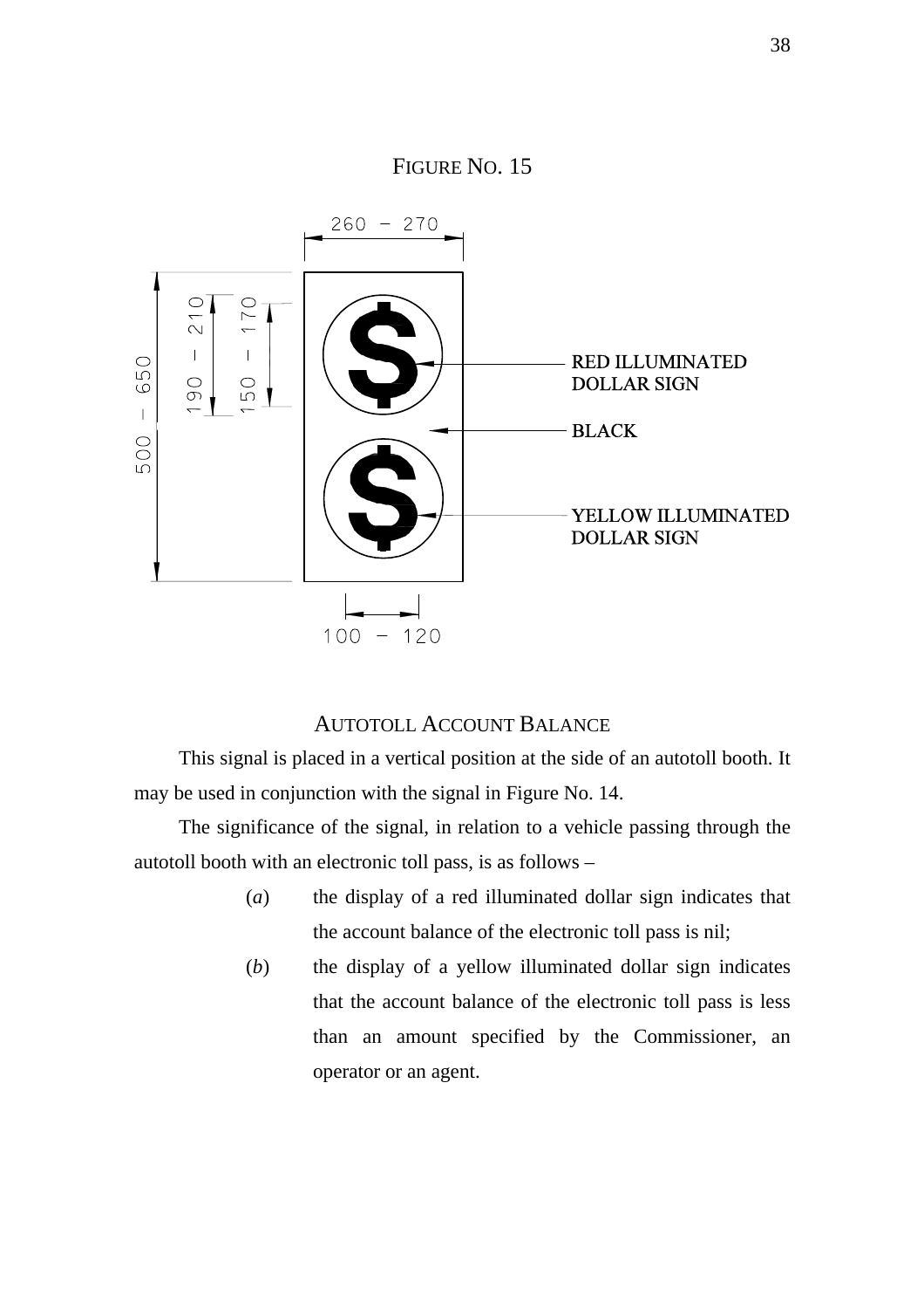FIGURE NO. 15

260 – 270

500 – 650

190 – 210

150 – 170

RED ILLUMINATED DOLLAR SIGN

BLACK

YELLOW ILLUMINATED DOLLAR SIGN

100 – 120

AUTOTOLL ACCOUNT BALANCE

This signal is placed in a vertical position at the side of an autotoll booth. It may be used in conjunction with the signal in Figure No. 14.

The significance of the signal, in relation to a vehicle passing through the autotoll booth with an electronic toll pass, is as follows –

(*a*) the display of a red illuminated dollar sign indicates that the account balance of the electronic toll pass is nil;

(*b*) the display of a yellow illuminated dollar sign indicates that the account balance of the electronic toll pass is less than an amount specified by the Commissioner, an operator or an agent.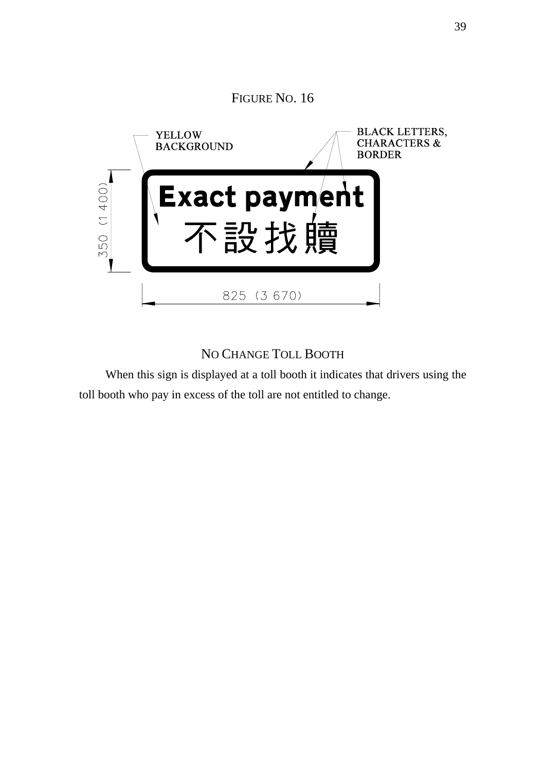FIGURE NO. 16

YELLOW BACKGROUND

BLACK LETTERS, CHARACTERS & BORDER

Exact payment
不設找贖

350 (1 400)

825 (3 670)

NO CHANGE TOLL BOOTH

When this sign is displayed at a toll booth it indicates that drivers using the toll booth who pay in excess of the toll are not entitled to change.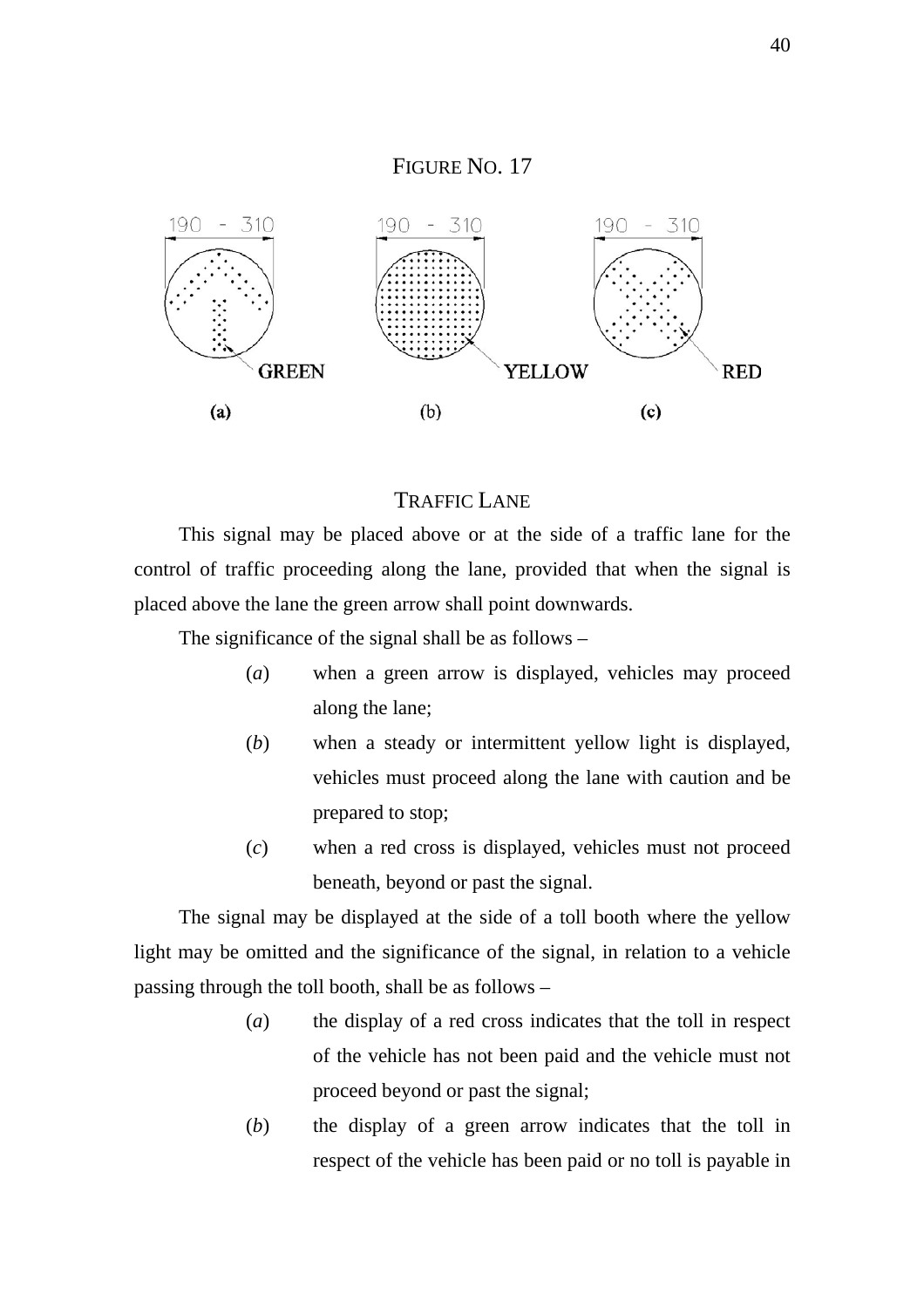FIGURE NO. 17

190 - 310 190 - 310 190 - 310

GREEN YELLOW RED

(a) (b) (c)

TRAFFIC LANE

This signal may be placed above or at the side of a traffic lane for the control of traffic proceeding along the lane, provided that when the signal is placed above the lane the green arrow shall point downwards.

The significance of the signal shall be as follows –

(*a*) when a green arrow is displayed, vehicles may proceed along the lane;

(*b*) when a steady or intermittent yellow light is displayed, vehicles must proceed along the lane with caution and be prepared to stop;

(*c*) when a red cross is displayed, vehicles must not proceed beneath, beyond or past the signal.

The signal may be displayed at the side of a toll booth where the yellow light may be omitted and the significance of the signal, in relation to a vehicle passing through the toll booth, shall be as follows –

(*a*) the display of a red cross indicates that the toll in respect of the vehicle has not been paid and the vehicle must not proceed beyond or past the signal;

(*b*) the display of a green arrow indicates that the toll in respect of the vehicle has been paid or no toll is payable in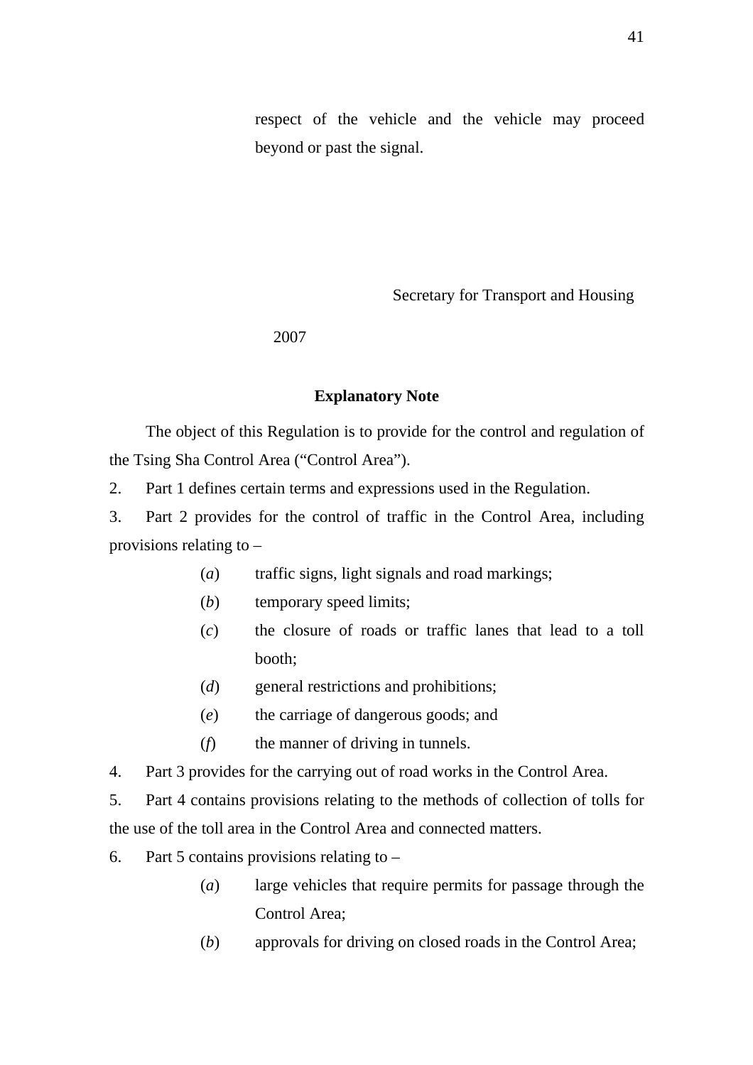respect of the vehicle and the vehicle may proceed beyond or past the signal.

Secretary for Transport and Housing

2007

## Explanatory Note

The object of this Regulation is to provide for the control and regulation of the Tsing Sha Control Area ("Control Area").

2. Part 1 defines certain terms and expressions used in the Regulation.

3. Part 2 provides for the control of traffic in the Control Area, including provisions relating to –

   (*a*) traffic signs, light signals and road markings;

   (*b*) temporary speed limits;

   (*c*) the closure of roads or traffic lanes that lead to a toll booth;

   (*d*) general restrictions and prohibitions;

   (*e*) the carriage of dangerous goods; and

   (*f*) the manner of driving in tunnels.

4. Part 3 provides for the carrying out of road works in the Control Area.

5. Part 4 contains provisions relating to the methods of collection of tolls for the use of the toll area in the Control Area and connected matters.

6. Part 5 contains provisions relating to –

   (*a*) large vehicles that require permits for passage through the Control Area;

   (*b*) approvals for driving on closed roads in the Control Area;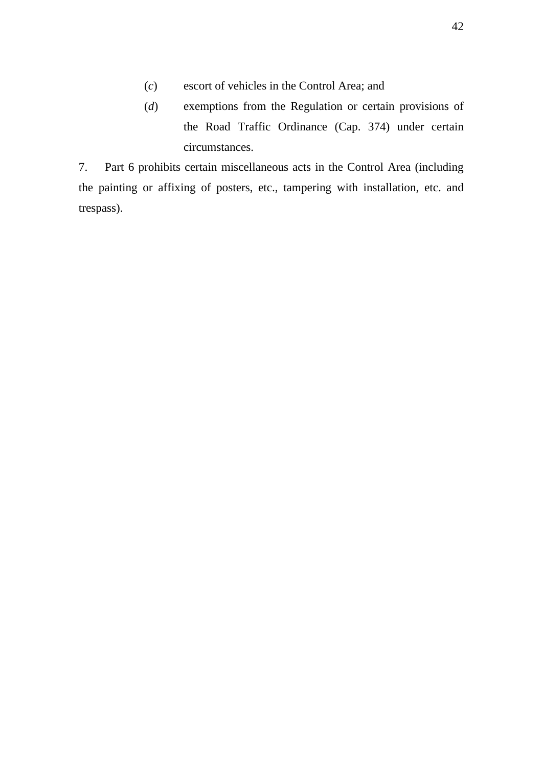(*c*) escort of vehicles in the Control Area; and

(*d*) exemptions from the Regulation or certain provisions of the Road Traffic Ordinance (Cap. 374) under certain circumstances.

7. Part 6 prohibits certain miscellaneous acts in the Control Area (including the painting or affixing of posters, etc., tampering with installation, etc. and trespass).